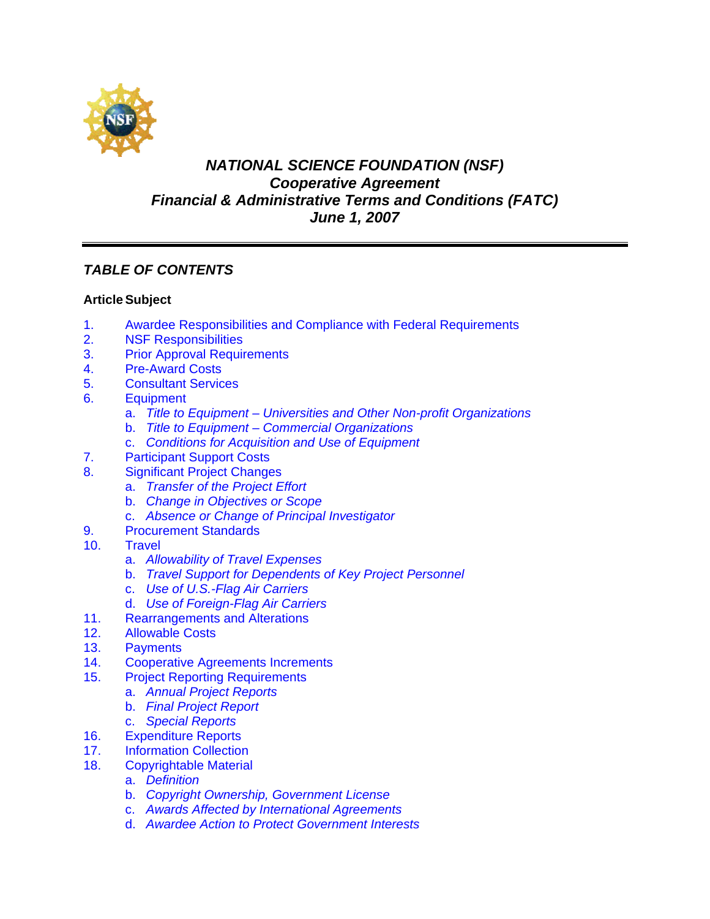# *NATIONAL SCIENCE FOUNDATION (NSF)*
# *Cooperative Agreement*
# *Financial & Administrative Terms and Conditions (FATC)*
# *June 1, 2007*

---

## *TABLE OF CONTENTS*

**Article Subject**

1. Awardee Responsibilities and Compliance with Federal Requirements
2. NSF Responsibilities
3. Prior Approval Requirements
4. Pre-Award Costs
5. Consultant Services
6. Equipment
    a. *Title to Equipment – Universities and Other Non-profit Organizations*
    b. *Title to Equipment – Commercial Organizations*
    c. *Conditions for Acquisition and Use of Equipment*
7. Participant Support Costs
8. Significant Project Changes
    a. *Transfer of the Project Effort*
    b. *Change in Objectives or Scope*
    c. *Absence or Change of Principal Investigator*
9. Procurement Standards
10. Travel
    a. *Allowability of Travel Expenses*
    b. *Travel Support for Dependents of Key Project Personnel*
    c. *Use of U.S.-Flag Air Carriers*
    d. *Use of Foreign-Flag Air Carriers*
11. Rearrangements and Alterations
12. Allowable Costs
13. Payments
14. Cooperative Agreements Increments
15. Project Reporting Requirements
    a. *Annual Project Reports*
    b. *Final Project Report*
    c. *Special Reports*
16. Expenditure Reports
17. Information Collection
18. Copyrightable Material
    a. *Definition*
    b. *Copyright Ownership, Government License*
    c. *Awards Affected by International Agreements*
    d. *Awardee Action to Protect Government Interests*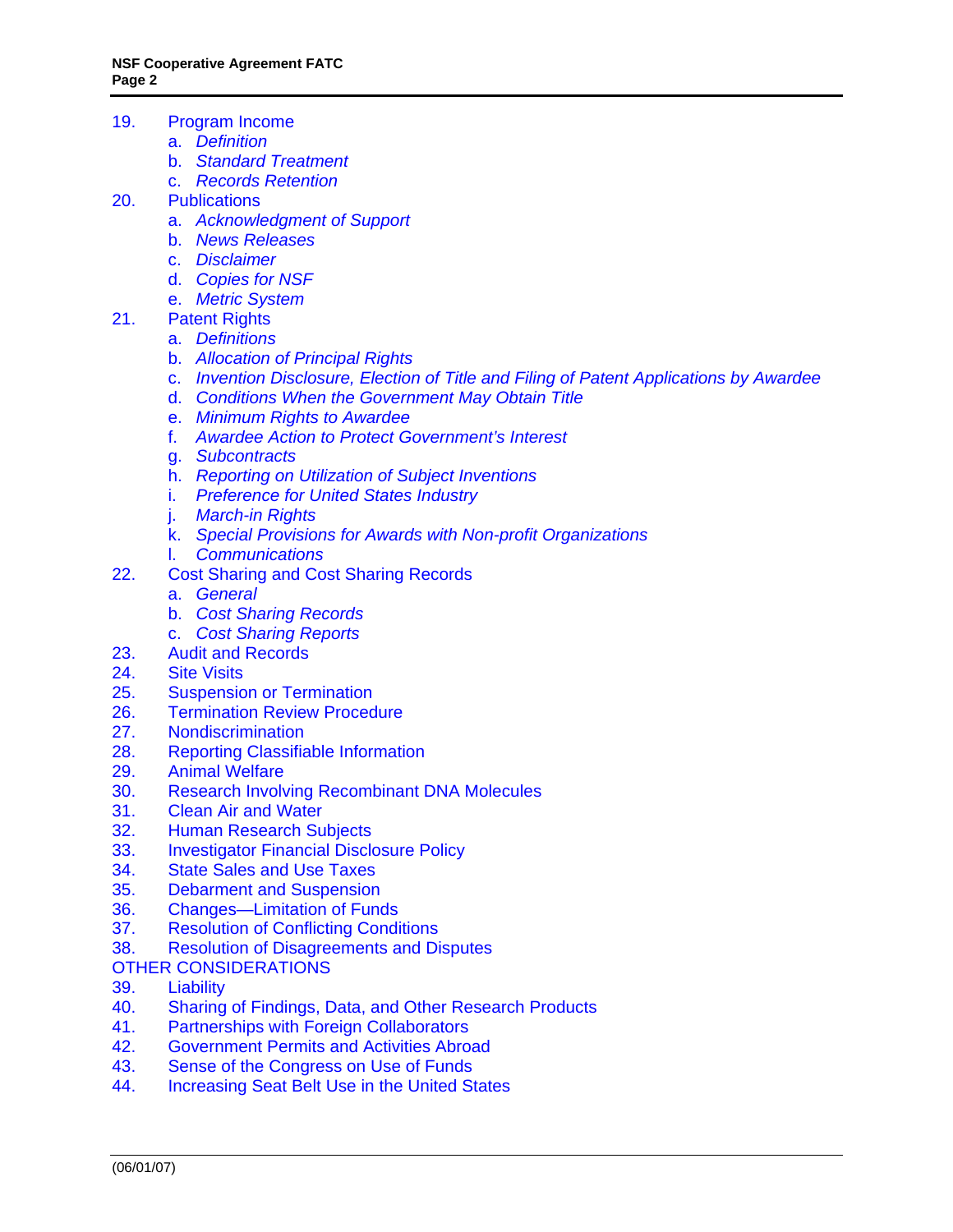19. Program Income
    - a. *Definition*
    - b. *Standard Treatment*
    - c. *Records Retention*
20. Publications
    - a. *Acknowledgment of Support*
    - b. *News Releases*
    - c. *Disclaimer*
    - d. *Copies for NSF*
    - e. *Metric System*
21. Patent Rights
    - a. *Definitions*
    - b. *Allocation of Principal Rights*
    - c. *Invention Disclosure, Election of Title and Filing of Patent Applications by Awardee*
    - d. *Conditions When the Government May Obtain Title*
    - e. *Minimum Rights to Awardee*
    - f. *Awardee Action to Protect Government's Interest*
    - g. *Subcontracts*
    - h. *Reporting on Utilization of Subject Inventions*
    - i. *Preference for United States Industry*
    - j. *March-in Rights*
    - k. *Special Provisions for Awards with Non-profit Organizations*
    - l. *Communications*
22. Cost Sharing and Cost Sharing Records
    - a. *General*
    - b. *Cost Sharing Records*
    - c. *Cost Sharing Reports*
23. Audit and Records
24. Site Visits
25. Suspension or Termination
26. Termination Review Procedure
27. Nondiscrimination
28. Reporting Classifiable Information
29. Animal Welfare
30. Research Involving Recombinant DNA Molecules
31. Clean Air and Water
32. Human Research Subjects
33. Investigator Financial Disclosure Policy
34. State Sales and Use Taxes
35. Debarment and Suspension
36. Changes—Limitation of Funds
37. Resolution of Conflicting Conditions
38. Resolution of Disagreements and Disputes

OTHER CONSIDERATIONS

39. Liability
40. Sharing of Findings, Data, and Other Research Products
41. Partnerships with Foreign Collaborators
42. Government Permits and Activities Abroad
43. Sense of the Congress on Use of Funds
44. Increasing Seat Belt Use in the United States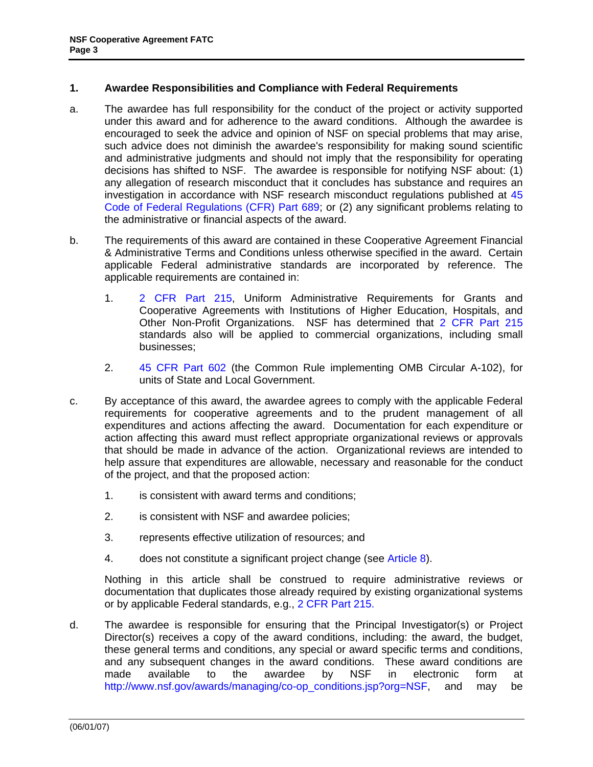## 1. Awardee Responsibilities and Compliance with Federal Requirements

a. The awardee has full responsibility for the conduct of the project or activity supported under this award and for adherence to the award conditions. Although the awardee is encouraged to seek the advice and opinion of NSF on special problems that may arise, such advice does not diminish the awardee's responsibility for making sound scientific and administrative judgments and should not imply that the responsibility for operating decisions has shifted to NSF. The awardee is responsible for notifying NSF about: (1) any allegation of research misconduct that it concludes has substance and requires an investigation in accordance with NSF research misconduct regulations published at 45 Code of Federal Regulations (CFR) Part 689; or (2) any significant problems relating to the administrative or financial aspects of the award.

b. The requirements of this award are contained in these Cooperative Agreement Financial & Administrative Terms and Conditions unless otherwise specified in the award. Certain applicable Federal administrative standards are incorporated by reference. The applicable requirements are contained in:

   1. 2 CFR Part 215, Uniform Administrative Requirements for Grants and Cooperative Agreements with Institutions of Higher Education, Hospitals, and Other Non-Profit Organizations. NSF has determined that 2 CFR Part 215 standards also will be applied to commercial organizations, including small businesses;

   2. 45 CFR Part 602 (the Common Rule implementing OMB Circular A-102), for units of State and Local Government.

c. By acceptance of this award, the awardee agrees to comply with the applicable Federal requirements for cooperative agreements and to the prudent management of all expenditures and actions affecting the award. Documentation for each expenditure or action affecting this award must reflect appropriate organizational reviews or approvals that should be made in advance of the action. Organizational reviews are intended to help assure that expenditures are allowable, necessary and reasonable for the conduct of the project, and that the proposed action:

   1. is consistent with award terms and conditions;

   2. is consistent with NSF and awardee policies;

   3. represents effective utilization of resources; and

   4. does not constitute a significant project change (see Article 8).

   Nothing in this article shall be construed to require administrative reviews or documentation that duplicates those already required by existing organizational systems or by applicable Federal standards, e.g., 2 CFR Part 215.

d. The awardee is responsible for ensuring that the Principal Investigator(s) or Project Director(s) receives a copy of the award conditions, including: the award, the budget, these general terms and conditions, any special or award specific terms and conditions, and any subsequent changes in the award conditions. These award conditions are made available to the awardee by NSF in electronic form at http://www.nsf.gov/awards/managing/co-op_conditions.jsp?org=NSF, and may be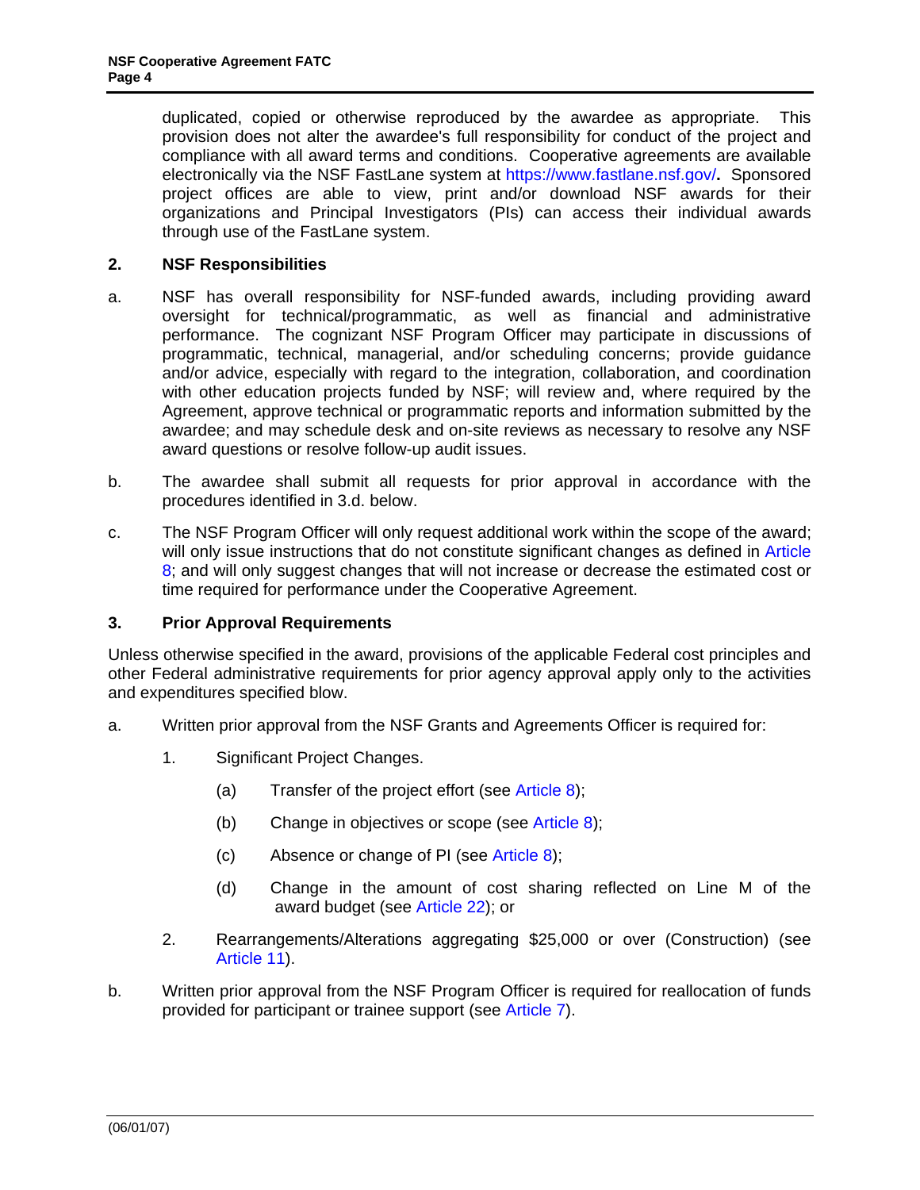duplicated, copied or otherwise reproduced by the awardee as appropriate. This provision does not alter the awardee's full responsibility for conduct of the project and compliance with all award terms and conditions. Cooperative agreements are available electronically via the NSF FastLane system at https://www.fastlane.nsf.gov/**.** Sponsored project offices are able to view, print and/or download NSF awards for their organizations and Principal Investigators (PIs) can access their individual awards through use of the FastLane system.

## 2. NSF Responsibilities

a. NSF has overall responsibility for NSF-funded awards, including providing award oversight for technical/programmatic, as well as financial and administrative performance. The cognizant NSF Program Officer may participate in discussions of programmatic, technical, managerial, and/or scheduling concerns; provide guidance and/or advice, especially with regard to the integration, collaboration, and coordination with other education projects funded by NSF; will review and, where required by the Agreement, approve technical or programmatic reports and information submitted by the awardee; and may schedule desk and on-site reviews as necessary to resolve any NSF award questions or resolve follow-up audit issues.

b. The awardee shall submit all requests for prior approval in accordance with the procedures identified in 3.d. below.

c. The NSF Program Officer will only request additional work within the scope of the award; will only issue instructions that do not constitute significant changes as defined in Article 8; and will only suggest changes that will not increase or decrease the estimated cost or time required for performance under the Cooperative Agreement.

## 3. Prior Approval Requirements

Unless otherwise specified in the award, provisions of the applicable Federal cost principles and other Federal administrative requirements for prior agency approval apply only to the activities and expenditures specified blow.

a. Written prior approval from the NSF Grants and Agreements Officer is required for:

   1. Significant Project Changes.

      (a) Transfer of the project effort (see Article 8);

      (b) Change in objectives or scope (see Article 8);

      (c) Absence or change of PI (see Article 8);

      (d) Change in the amount of cost sharing reflected on Line M of the award budget (see Article 22); or

   2. Rearrangements/Alterations aggregating $25,000 or over (Construction) (see Article 11).

b. Written prior approval from the NSF Program Officer is required for reallocation of funds provided for participant or trainee support (see Article 7).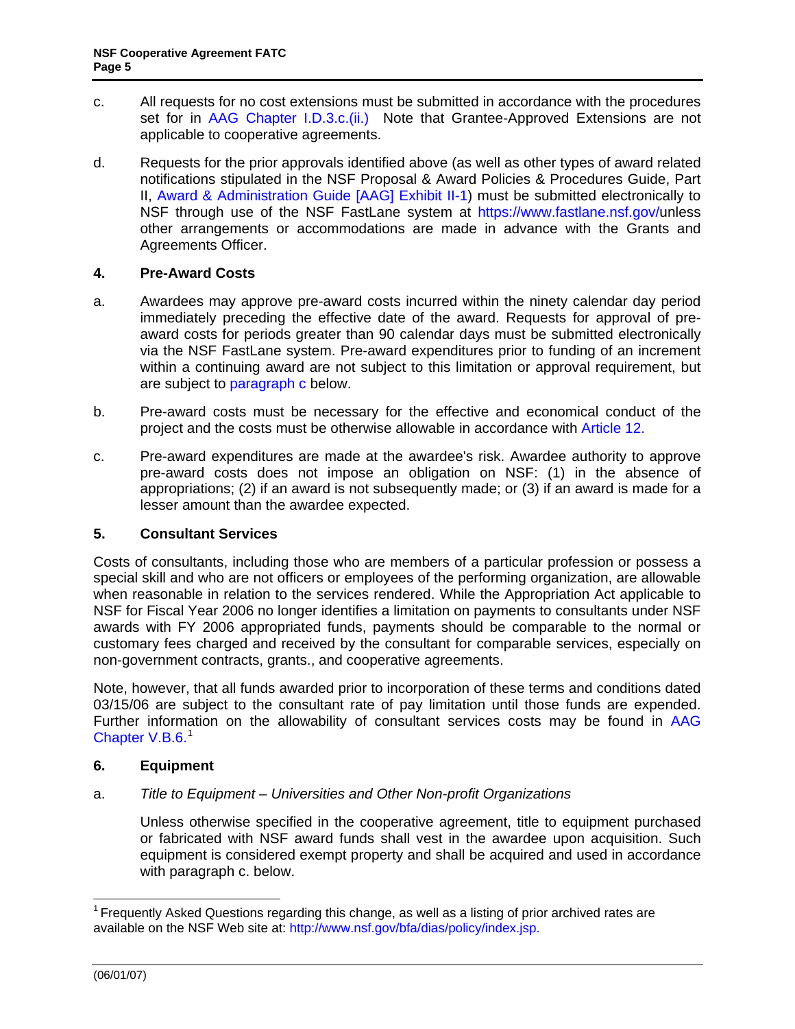c. All requests for no cost extensions must be submitted in accordance with the procedures set for in AAG Chapter I.D.3.c.(ii.) Note that Grantee-Approved Extensions are not applicable to cooperative agreements.

d. Requests for the prior approvals identified above (as well as other types of award related notifications stipulated in the NSF Proposal & Award Policies & Procedures Guide, Part II, Award & Administration Guide [AAG] Exhibit II-1) must be submitted electronically to NSF through use of the NSF FastLane system at https://www.fastlane.nsf.gov/unless other arrangements or accommodations are made in advance with the Grants and Agreements Officer.

### 4. Pre-Award Costs

a. Awardees may approve pre-award costs incurred within the ninety calendar day period immediately preceding the effective date of the award. Requests for approval of pre-award costs for periods greater than 90 calendar days must be submitted electronically via the NSF FastLane system. Pre-award expenditures prior to funding of an increment within a continuing award are not subject to this limitation or approval requirement, but are subject to paragraph c below.

b. Pre-award costs must be necessary for the effective and economical conduct of the project and the costs must be otherwise allowable in accordance with Article 12.

c. Pre-award expenditures are made at the awardee's risk. Awardee authority to approve pre-award costs does not impose an obligation on NSF: (1) in the absence of appropriations; (2) if an award is not subsequently made; or (3) if an award is made for a lesser amount than the awardee expected.

### 5. Consultant Services

Costs of consultants, including those who are members of a particular profession or possess a special skill and who are not officers or employees of the performing organization, are allowable when reasonable in relation to the services rendered. While the Appropriation Act applicable to NSF for Fiscal Year 2006 no longer identifies a limitation on payments to consultants under NSF awards with FY 2006 appropriated funds, payments should be comparable to the normal or customary fees charged and received by the consultant for comparable services, especially on non-government contracts, grants., and cooperative agreements.

Note, however, that all funds awarded prior to incorporation of these terms and conditions dated 03/15/06 are subject to the consultant rate of pay limitation until those funds are expended. Further information on the allowability of consultant services costs may be found in AAG Chapter V.B.6.[1]

### 6. Equipment

a. *Title to Equipment – Universities and Other Non-profit Organizations*

Unless otherwise specified in the cooperative agreement, title to equipment purchased or fabricated with NSF award funds shall vest in the awardee upon acquisition. Such equipment is considered exempt property and shall be acquired and used in accordance with paragraph c. below.

---

[1] Frequently Asked Questions regarding this change, as well as a listing of prior archived rates are available on the NSF Web site at: http://www.nsf.gov/bfa/dias/policy/index.jsp.

(06/01/07)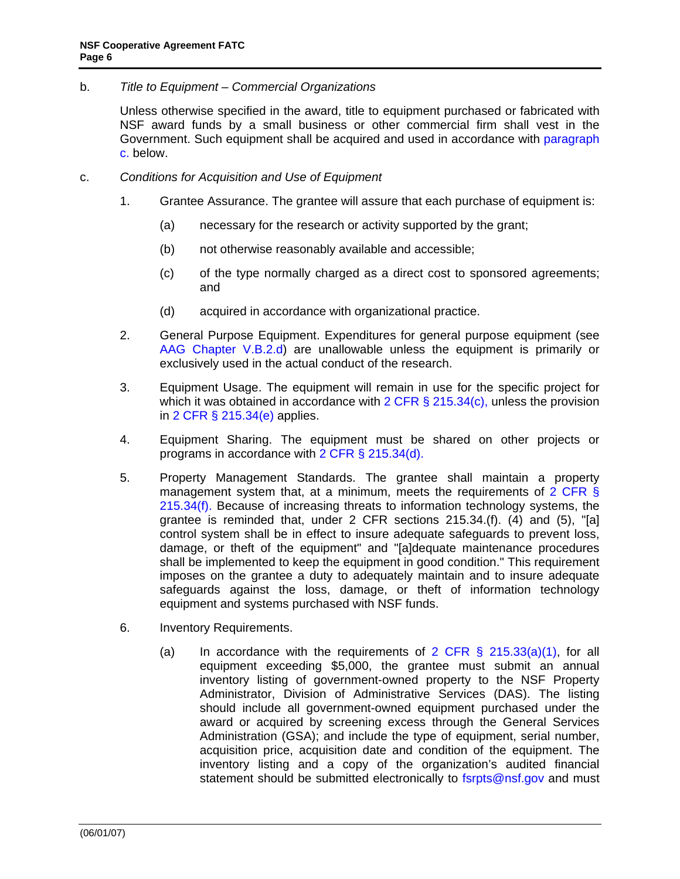b. *Title to Equipment – Commercial Organizations*

Unless otherwise specified in the award, title to equipment purchased or fabricated with NSF award funds by a small business or other commercial firm shall vest in the Government. Such equipment shall be acquired and used in accordance with paragraph c. below.

c. *Conditions for Acquisition and Use of Equipment*

1. Grantee Assurance. The grantee will assure that each purchase of equipment is:

   (a) necessary for the research or activity supported by the grant;

   (b) not otherwise reasonably available and accessible;

   (c) of the type normally charged as a direct cost to sponsored agreements; and

   (d) acquired in accordance with organizational practice.

2. General Purpose Equipment. Expenditures for general purpose equipment (see AAG Chapter V.B.2.d) are unallowable unless the equipment is primarily or exclusively used in the actual conduct of the research.

3. Equipment Usage. The equipment will remain in use for the specific project for which it was obtained in accordance with 2 CFR § 215.34(c), unless the provision in 2 CFR § 215.34(e) applies.

4. Equipment Sharing. The equipment must be shared on other projects or programs in accordance with 2 CFR § 215.34(d).

5. Property Management Standards. The grantee shall maintain a property management system that, at a minimum, meets the requirements of 2 CFR § 215.34(f). Because of increasing threats to information technology systems, the grantee is reminded that, under 2 CFR sections 215.34.(f). (4) and (5), "[a] control system shall be in effect to insure adequate safeguards to prevent loss, damage, or theft of the equipment" and "[a]dequate maintenance procedures shall be implemented to keep the equipment in good condition." This requirement imposes on the grantee a duty to adequately maintain and to insure adequate safeguards against the loss, damage, or theft of information technology equipment and systems purchased with NSF funds.

6. Inventory Requirements.

   (a) In accordance with the requirements of 2 CFR § 215.33(a)(1), for all equipment exceeding $5,000, the grantee must submit an annual inventory listing of government-owned property to the NSF Property Administrator, Division of Administrative Services (DAS). The listing should include all government-owned equipment purchased under the award or acquired by screening excess through the General Services Administration (GSA); and include the type of equipment, serial number, acquisition price, acquisition date and condition of the equipment. The inventory listing and a copy of the organization's audited financial statement should be submitted electronically to fsrpts@nsf.gov and must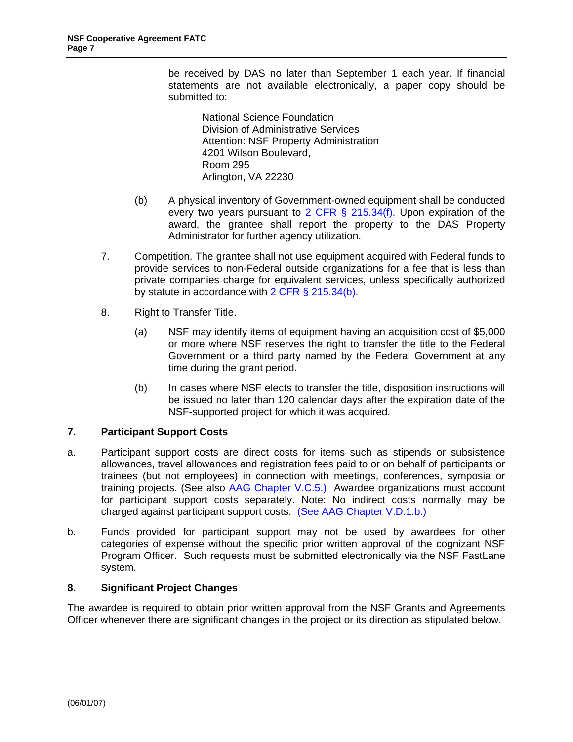be received by DAS no later than September 1 each year. If financial statements are not available electronically, a paper copy should be submitted to:

National Science Foundation
Division of Administrative Services
Attention: NSF Property Administration
4201 Wilson Boulevard,
Room 295
Arlington, VA 22230

(b) A physical inventory of Government-owned equipment shall be conducted every two years pursuant to 2 CFR § 215.34(f). Upon expiration of the award, the grantee shall report the property to the DAS Property Administrator for further agency utilization.

7. Competition. The grantee shall not use equipment acquired with Federal funds to provide services to non-Federal outside organizations for a fee that is less than private companies charge for equivalent services, unless specifically authorized by statute in accordance with 2 CFR § 215.34(b).

8. Right to Transfer Title.

   (a) NSF may identify items of equipment having an acquisition cost of $5,000 or more where NSF reserves the right to transfer the title to the Federal Government or a third party named by the Federal Government at any time during the grant period.

   (b) In cases where NSF elects to transfer the title, disposition instructions will be issued no later than 120 calendar days after the expiration date of the NSF-supported project for which it was acquired.

## 7. Participant Support Costs

a. Participant support costs are direct costs for items such as stipends or subsistence allowances, travel allowances and registration fees paid to or on behalf of participants or trainees (but not employees) in connection with meetings, conferences, symposia or training projects. (See also AAG Chapter V.C.5.) Awardee organizations must account for participant support costs separately. Note: No indirect costs normally may be charged against participant support costs. (See AAG Chapter V.D.1.b.)

b. Funds provided for participant support may not be used by awardees for other categories of expense without the specific prior written approval of the cognizant NSF Program Officer. Such requests must be submitted electronically via the NSF FastLane system.

## 8. Significant Project Changes

The awardee is required to obtain prior written approval from the NSF Grants and Agreements Officer whenever there are significant changes in the project or its direction as stipulated below.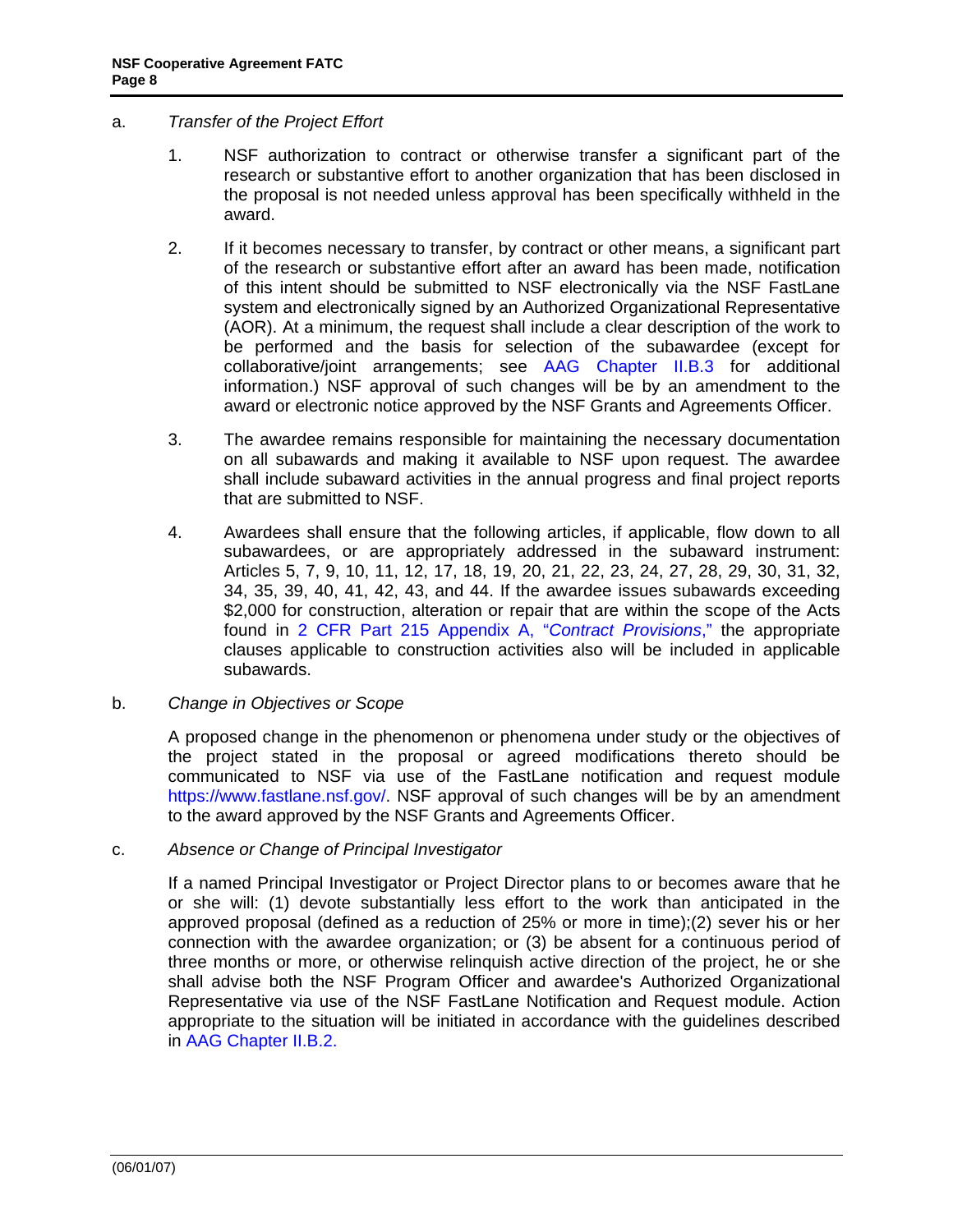a. *Transfer of the Project Effort*

1. NSF authorization to contract or otherwise transfer a significant part of the research or substantive effort to another organization that has been disclosed in the proposal is not needed unless approval has been specifically withheld in the award.

2. If it becomes necessary to transfer, by contract or other means, a significant part of the research or substantive effort after an award has been made, notification of this intent should be submitted to NSF electronically via the NSF FastLane system and electronically signed by an Authorized Organizational Representative (AOR). At a minimum, the request shall include a clear description of the work to be performed and the basis for selection of the subawardee (except for collaborative/joint arrangements; see AAG Chapter II.B.3 for additional information.) NSF approval of such changes will be by an amendment to the award or electronic notice approved by the NSF Grants and Agreements Officer.

3. The awardee remains responsible for maintaining the necessary documentation on all subawards and making it available to NSF upon request. The awardee shall include subaward activities in the annual progress and final project reports that are submitted to NSF.

4. Awardees shall ensure that the following articles, if applicable, flow down to all subawardees, or are appropriately addressed in the subaward instrument: Articles 5, 7, 9, 10, 11, 12, 17, 18, 19, 20, 21, 22, 23, 24, 27, 28, 29, 30, 31, 32, 34, 35, 39, 40, 41, 42, 43, and 44. If the awardee issues subawards exceeding $2,000 for construction, alteration or repair that are within the scope of the Acts found in 2 CFR Part 215 Appendix A, "*Contract Provisions*," the appropriate clauses applicable to construction activities also will be included in applicable subawards.

b. *Change in Objectives or Scope*

A proposed change in the phenomenon or phenomena under study or the objectives of the project stated in the proposal or agreed modifications thereto should be communicated to NSF via use of the FastLane notification and request module https://www.fastlane.nsf.gov/. NSF approval of such changes will be by an amendment to the award approved by the NSF Grants and Agreements Officer.

c. *Absence or Change of Principal Investigator*

If a named Principal Investigator or Project Director plans to or becomes aware that he or she will: (1) devote substantially less effort to the work than anticipated in the approved proposal (defined as a reduction of 25% or more in time);(2) sever his or her connection with the awardee organization; or (3) be absent for a continuous period of three months or more, or otherwise relinquish active direction of the project, he or she shall advise both the NSF Program Officer and awardee's Authorized Organizational Representative via use of the NSF FastLane Notification and Request module. Action appropriate to the situation will be initiated in accordance with the guidelines described in AAG Chapter II.B.2.

(06/01/07)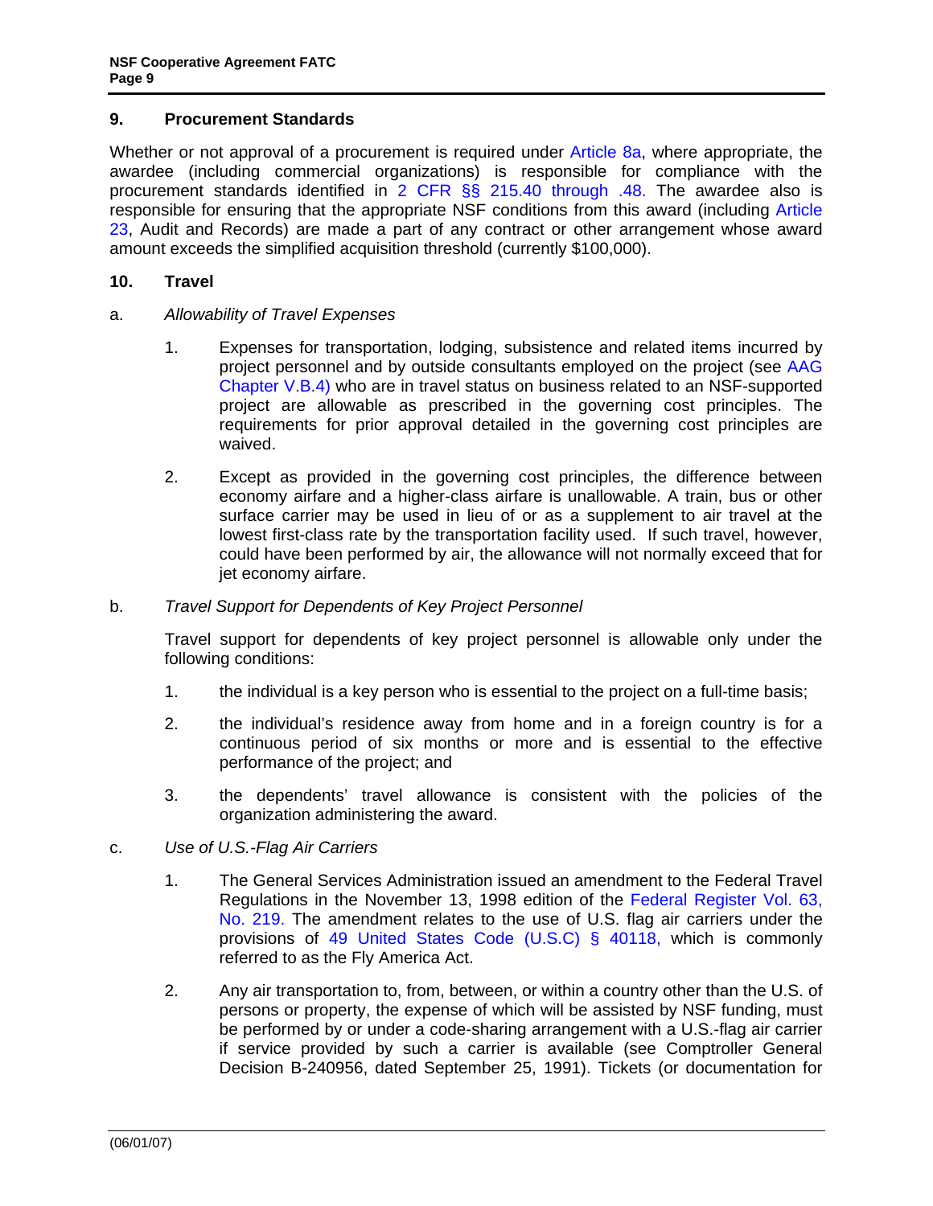## 9. Procurement Standards

Whether or not approval of a procurement is required under Article 8a, where appropriate, the awardee (including commercial organizations) is responsible for compliance with the procurement standards identified in 2 CFR §§ 215.40 through .48. The awardee also is responsible for ensuring that the appropriate NSF conditions from this award (including Article 23, Audit and Records) are made a part of any contract or other arrangement whose award amount exceeds the simplified acquisition threshold (currently $100,000).

## 10. Travel

a. *Allowability of Travel Expenses*

1. Expenses for transportation, lodging, subsistence and related items incurred by project personnel and by outside consultants employed on the project (see AAG Chapter V.B.4) who are in travel status on business related to an NSF-supported project are allowable as prescribed in the governing cost principles. The requirements for prior approval detailed in the governing cost principles are waived.

2. Except as provided in the governing cost principles, the difference between economy airfare and a higher-class airfare is unallowable. A train, bus or other surface carrier may be used in lieu of or as a supplement to air travel at the lowest first-class rate by the transportation facility used. If such travel, however, could have been performed by air, the allowance will not normally exceed that for jet economy airfare.

b. *Travel Support for Dependents of Key Project Personnel*

Travel support for dependents of key project personnel is allowable only under the following conditions:

1. the individual is a key person who is essential to the project on a full-time basis;

2. the individual's residence away from home and in a foreign country is for a continuous period of six months or more and is essential to the effective performance of the project; and

3. the dependents' travel allowance is consistent with the policies of the organization administering the award.

c. *Use of U.S.-Flag Air Carriers*

1. The General Services Administration issued an amendment to the Federal Travel Regulations in the November 13, 1998 edition of the Federal Register Vol. 63, No. 219. The amendment relates to the use of U.S. flag air carriers under the provisions of 49 United States Code (U.S.C) § 40118, which is commonly referred to as the Fly America Act.

2. Any air transportation to, from, between, or within a country other than the U.S. of persons or property, the expense of which will be assisted by NSF funding, must be performed by or under a code-sharing arrangement with a U.S.-flag air carrier if service provided by such a carrier is available (see Comptroller General Decision B-240956, dated September 25, 1991). Tickets (or documentation for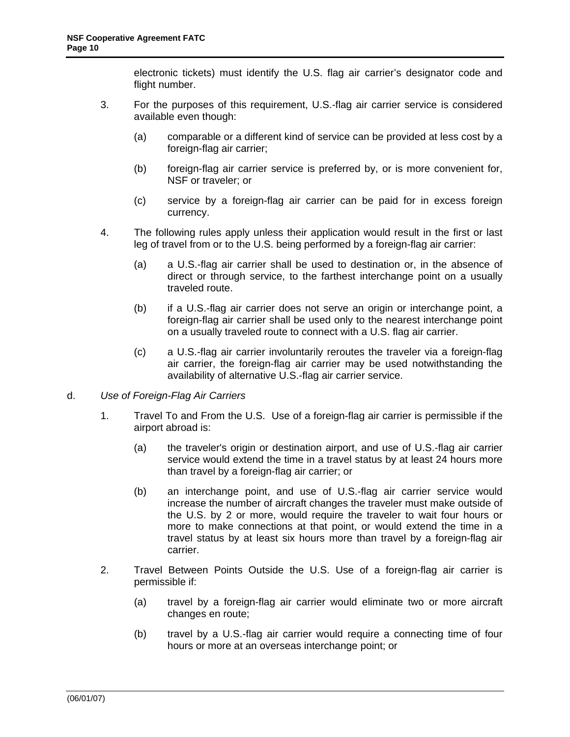electronic tickets) must identify the U.S. flag air carrier's designator code and flight number.

3. For the purposes of this requirement, U.S.-flag air carrier service is considered available even though:

   (a) comparable or a different kind of service can be provided at less cost by a foreign-flag air carrier;

   (b) foreign-flag air carrier service is preferred by, or is more convenient for, NSF or traveler; or

   (c) service by a foreign-flag air carrier can be paid for in excess foreign currency.

4. The following rules apply unless their application would result in the first or last leg of travel from or to the U.S. being performed by a foreign-flag air carrier:

   (a) a U.S.-flag air carrier shall be used to destination or, in the absence of direct or through service, to the farthest interchange point on a usually traveled route.

   (b) if a U.S.-flag air carrier does not serve an origin or interchange point, a foreign-flag air carrier shall be used only to the nearest interchange point on a usually traveled route to connect with a U.S. flag air carrier.

   (c) a U.S.-flag air carrier involuntarily reroutes the traveler via a foreign-flag air carrier, the foreign-flag air carrier may be used notwithstanding the availability of alternative U.S.-flag air carrier service.

d. *Use of Foreign-Flag Air Carriers*

1. Travel To and From the U.S. Use of a foreign-flag air carrier is permissible if the airport abroad is:

   (a) the traveler's origin or destination airport, and use of U.S.-flag air carrier service would extend the time in a travel status by at least 24 hours more than travel by a foreign-flag air carrier; or

   (b) an interchange point, and use of U.S.-flag air carrier service would increase the number of aircraft changes the traveler must make outside of the U.S. by 2 or more, would require the traveler to wait four hours or more to make connections at that point, or would extend the time in a travel status by at least six hours more than travel by a foreign-flag air carrier.

2. Travel Between Points Outside the U.S. Use of a foreign-flag air carrier is permissible if:

   (a) travel by a foreign-flag air carrier would eliminate two or more aircraft changes en route;

   (b) travel by a U.S.-flag air carrier would require a connecting time of four hours or more at an overseas interchange point; or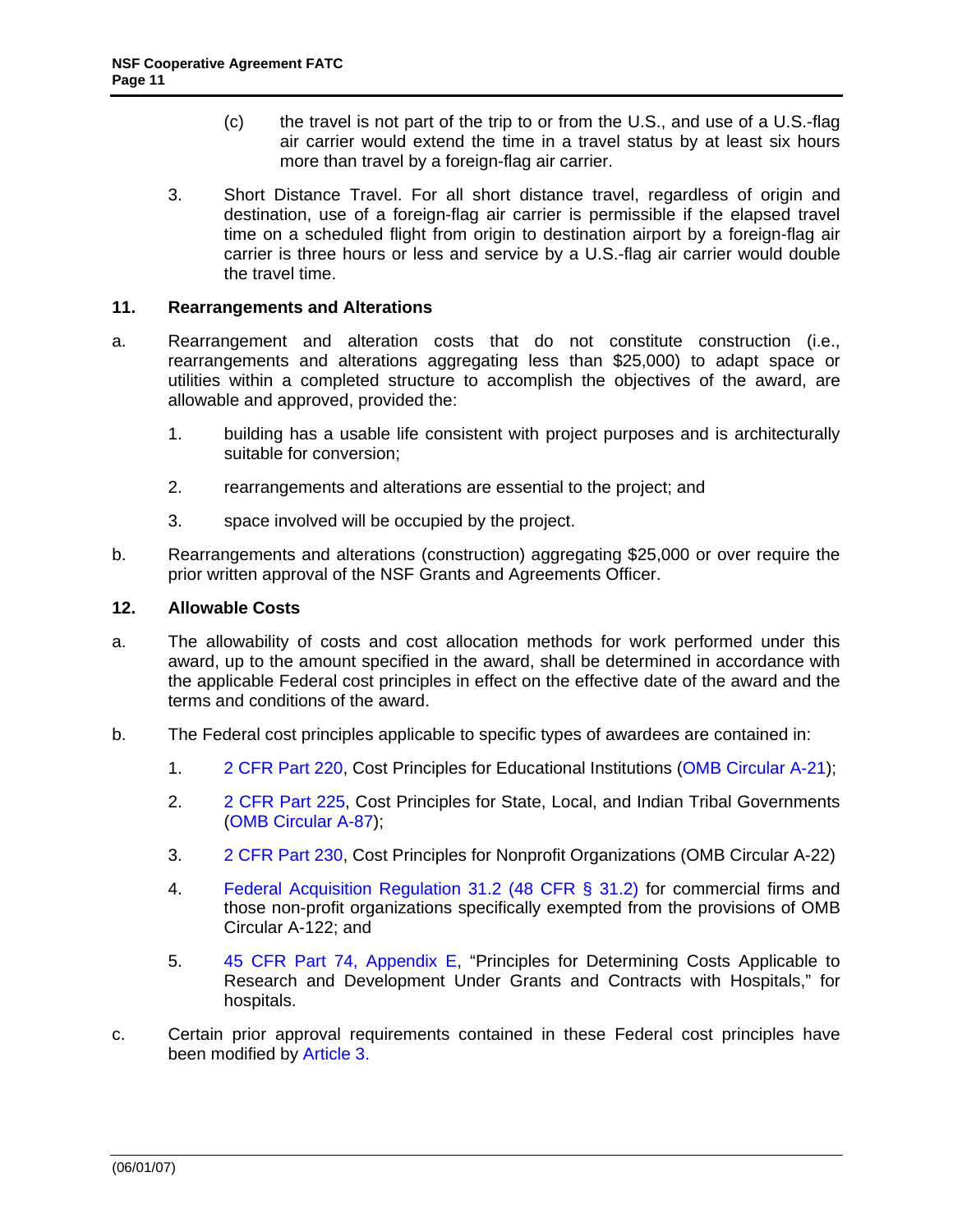(c) the travel is not part of the trip to or from the U.S., and use of a U.S.-flag air carrier would extend the time in a travel status by at least six hours more than travel by a foreign-flag air carrier.

3. Short Distance Travel. For all short distance travel, regardless of origin and destination, use of a foreign-flag air carrier is permissible if the elapsed travel time on a scheduled flight from origin to destination airport by a foreign-flag air carrier is three hours or less and service by a U.S.-flag air carrier would double the travel time.

## 11. Rearrangements and Alterations

a. Rearrangement and alteration costs that do not constitute construction (i.e., rearrangements and alterations aggregating less than $25,000) to adapt space or utilities within a completed structure to accomplish the objectives of the award, are allowable and approved, provided the:

1. building has a usable life consistent with project purposes and is architecturally suitable for conversion;

2. rearrangements and alterations are essential to the project; and

3. space involved will be occupied by the project.

b. Rearrangements and alterations (construction) aggregating $25,000 or over require the prior written approval of the NSF Grants and Agreements Officer.

## 12. Allowable Costs

a. The allowability of costs and cost allocation methods for work performed under this award, up to the amount specified in the award, shall be determined in accordance with the applicable Federal cost principles in effect on the effective date of the award and the terms and conditions of the award.

b. The Federal cost principles applicable to specific types of awardees are contained in:

1. 2 CFR Part 220, Cost Principles for Educational Institutions (OMB Circular A-21);

2. 2 CFR Part 225, Cost Principles for State, Local, and Indian Tribal Governments (OMB Circular A-87);

3. 2 CFR Part 230, Cost Principles for Nonprofit Organizations (OMB Circular A-22)

4. Federal Acquisition Regulation 31.2 (48 CFR § 31.2) for commercial firms and those non-profit organizations specifically exempted from the provisions of OMB Circular A-122; and

5. 45 CFR Part 74, Appendix E, "Principles for Determining Costs Applicable to Research and Development Under Grants and Contracts with Hospitals," for hospitals.

c. Certain prior approval requirements contained in these Federal cost principles have been modified by Article 3.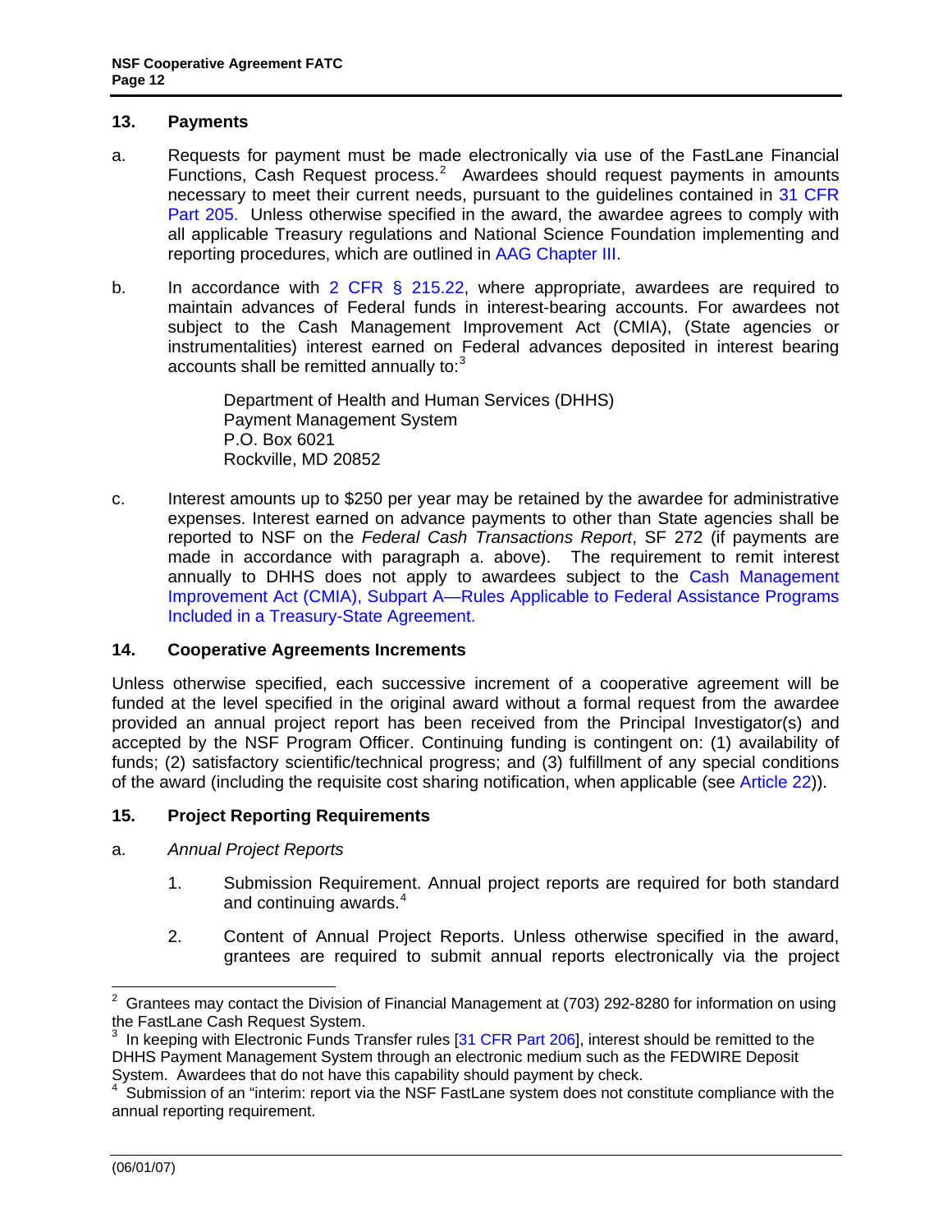## 13. Payments

a. Requests for payment must be made electronically via use of the FastLane Financial Functions, Cash Request process.[2] Awardees should request payments in amounts necessary to meet their current needs, pursuant to the guidelines contained in 31 CFR Part 205. Unless otherwise specified in the award, the awardee agrees to comply with all applicable Treasury regulations and National Science Foundation implementing and reporting procedures, which are outlined in AAG Chapter III.

b. In accordance with 2 CFR § 215.22, where appropriate, awardees are required to maintain advances of Federal funds in interest-bearing accounts. For awardees not subject to the Cash Management Improvement Act (CMIA), (State agencies or instrumentalities) interest earned on Federal advances deposited in interest bearing accounts shall be remitted annually to:[3]

   Department of Health and Human Services (DHHS)
   Payment Management System
   P.O. Box 6021
   Rockville, MD 20852

c. Interest amounts up to $250 per year may be retained by the awardee for administrative expenses. Interest earned on advance payments to other than State agencies shall be reported to NSF on the *Federal Cash Transactions Report*, SF 272 (if payments are made in accordance with paragraph a. above). The requirement to remit interest annually to DHHS does not apply to awardees subject to the Cash Management Improvement Act (CMIA), Subpart A—Rules Applicable to Federal Assistance Programs Included in a Treasury-State Agreement.

## 14. Cooperative Agreements Increments

Unless otherwise specified, each successive increment of a cooperative agreement will be funded at the level specified in the original award without a formal request from the awardee provided an annual project report has been received from the Principal Investigator(s) and accepted by the NSF Program Officer. Continuing funding is contingent on: (1) availability of funds; (2) satisfactory scientific/technical progress; and (3) fulfillment of any special conditions of the award (including the requisite cost sharing notification, when applicable (see Article 22)).

## 15. Project Reporting Requirements

a. *Annual Project Reports*

   1. Submission Requirement. Annual project reports are required for both standard and continuing awards.[4]

   2. Content of Annual Project Reports. Unless otherwise specified in the award, grantees are required to submit annual reports electronically via the project

---

[2] Grantees may contact the Division of Financial Management at (703) 292-8280 for information on using the FastLane Cash Request System.

[3] In keeping with Electronic Funds Transfer rules [31 CFR Part 206], interest should be remitted to the DHHS Payment Management System through an electronic medium such as the FEDWIRE Deposit System. Awardees that do not have this capability should payment by check.

[4] Submission of an "interim: report via the NSF FastLane system does not constitute compliance with the annual reporting requirement.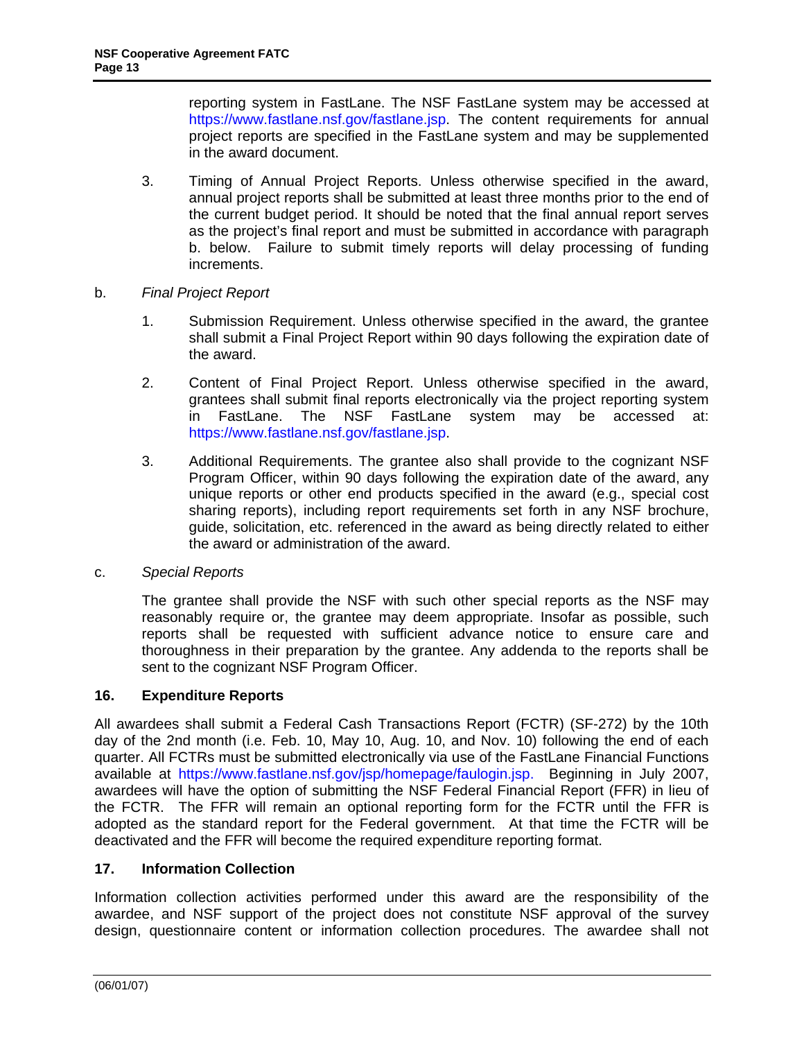reporting system in FastLane. The NSF FastLane system may be accessed at https://www.fastlane.nsf.gov/fastlane.jsp. The content requirements for annual project reports are specified in the FastLane system and may be supplemented in the award document.

3. Timing of Annual Project Reports. Unless otherwise specified in the award, annual project reports shall be submitted at least three months prior to the end of the current budget period. It should be noted that the final annual report serves as the project's final report and must be submitted in accordance with paragraph b. below. Failure to submit timely reports will delay processing of funding increments.

b. *Final Project Report*

1. Submission Requirement. Unless otherwise specified in the award, the grantee shall submit a Final Project Report within 90 days following the expiration date of the award.

2. Content of Final Project Report. Unless otherwise specified in the award, grantees shall submit final reports electronically via the project reporting system in FastLane. The NSF FastLane system may be accessed at: https://www.fastlane.nsf.gov/fastlane.jsp.

3. Additional Requirements. The grantee also shall provide to the cognizant NSF Program Officer, within 90 days following the expiration date of the award, any unique reports or other end products specified in the award (e.g., special cost sharing reports), including report requirements set forth in any NSF brochure, guide, solicitation, etc. referenced in the award as being directly related to either the award or administration of the award.

c. *Special Reports*

The grantee shall provide the NSF with such other special reports as the NSF may reasonably require or, the grantee may deem appropriate. Insofar as possible, such reports shall be requested with sufficient advance notice to ensure care and thoroughness in their preparation by the grantee. Any addenda to the reports shall be sent to the cognizant NSF Program Officer.

## 16. Expenditure Reports

All awardees shall submit a Federal Cash Transactions Report (FCTR) (SF-272) by the 10th day of the 2nd month (i.e. Feb. 10, May 10, Aug. 10, and Nov. 10) following the end of each quarter. All FCTRs must be submitted electronically via use of the FastLane Financial Functions available at https://www.fastlane.nsf.gov/jsp/homepage/faulogin.jsp. Beginning in July 2007, awardees will have the option of submitting the NSF Federal Financial Report (FFR) in lieu of the FCTR. The FFR will remain an optional reporting form for the FCTR until the FFR is adopted as the standard report for the Federal government. At that time the FCTR will be deactivated and the FFR will become the required expenditure reporting format.

## 17. Information Collection

Information collection activities performed under this award are the responsibility of the awardee, and NSF support of the project does not constitute NSF approval of the survey design, questionnaire content or information collection procedures. The awardee shall not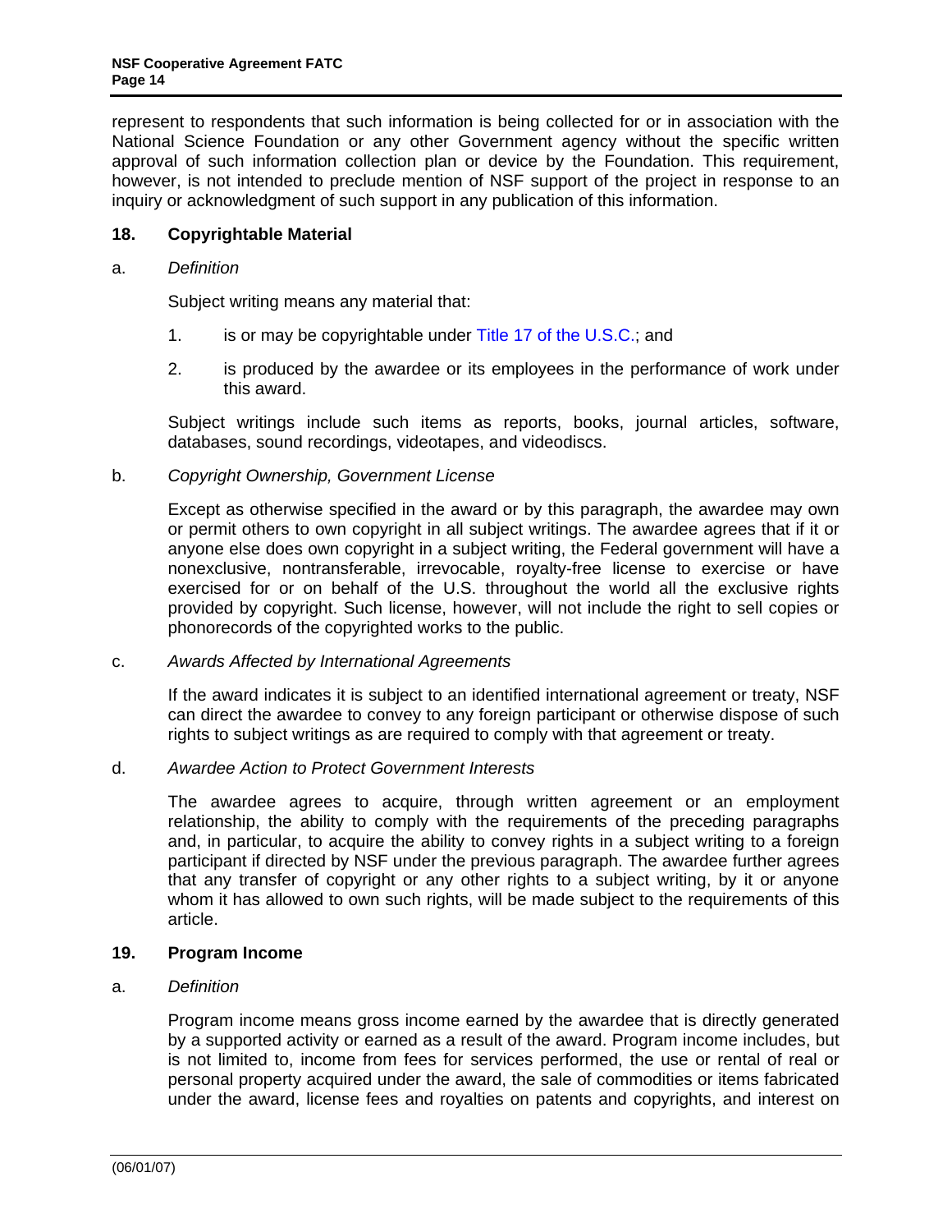represent to respondents that such information is being collected for or in association with the National Science Foundation or any other Government agency without the specific written approval of such information collection plan or device by the Foundation. This requirement, however, is not intended to preclude mention of NSF support of the project in response to an inquiry or acknowledgment of such support in any publication of this information.

### 18. Copyrightable Material

a. *Definition*

Subject writing means any material that:

1. is or may be copyrightable under Title 17 of the U.S.C.; and

2. is produced by the awardee or its employees in the performance of work under this award.

Subject writings include such items as reports, books, journal articles, software, databases, sound recordings, videotapes, and videodiscs.

b. *Copyright Ownership, Government License*

Except as otherwise specified in the award or by this paragraph, the awardee may own or permit others to own copyright in all subject writings. The awardee agrees that if it or anyone else does own copyright in a subject writing, the Federal government will have a nonexclusive, nontransferable, irrevocable, royalty-free license to exercise or have exercised for or on behalf of the U.S. throughout the world all the exclusive rights provided by copyright. Such license, however, will not include the right to sell copies or phonorecords of the copyrighted works to the public.

c. *Awards Affected by International Agreements*

If the award indicates it is subject to an identified international agreement or treaty, NSF can direct the awardee to convey to any foreign participant or otherwise dispose of such rights to subject writings as are required to comply with that agreement or treaty.

d. *Awardee Action to Protect Government Interests*

The awardee agrees to acquire, through written agreement or an employment relationship, the ability to comply with the requirements of the preceding paragraphs and, in particular, to acquire the ability to convey rights in a subject writing to a foreign participant if directed by NSF under the previous paragraph. The awardee further agrees that any transfer of copyright or any other rights to a subject writing, by it or anyone whom it has allowed to own such rights, will be made subject to the requirements of this article.

### 19. Program Income

a. *Definition*

Program income means gross income earned by the awardee that is directly generated by a supported activity or earned as a result of the award. Program income includes, but is not limited to, income from fees for services performed, the use or rental of real or personal property acquired under the award, the sale of commodities or items fabricated under the award, license fees and royalties on patents and copyrights, and interest on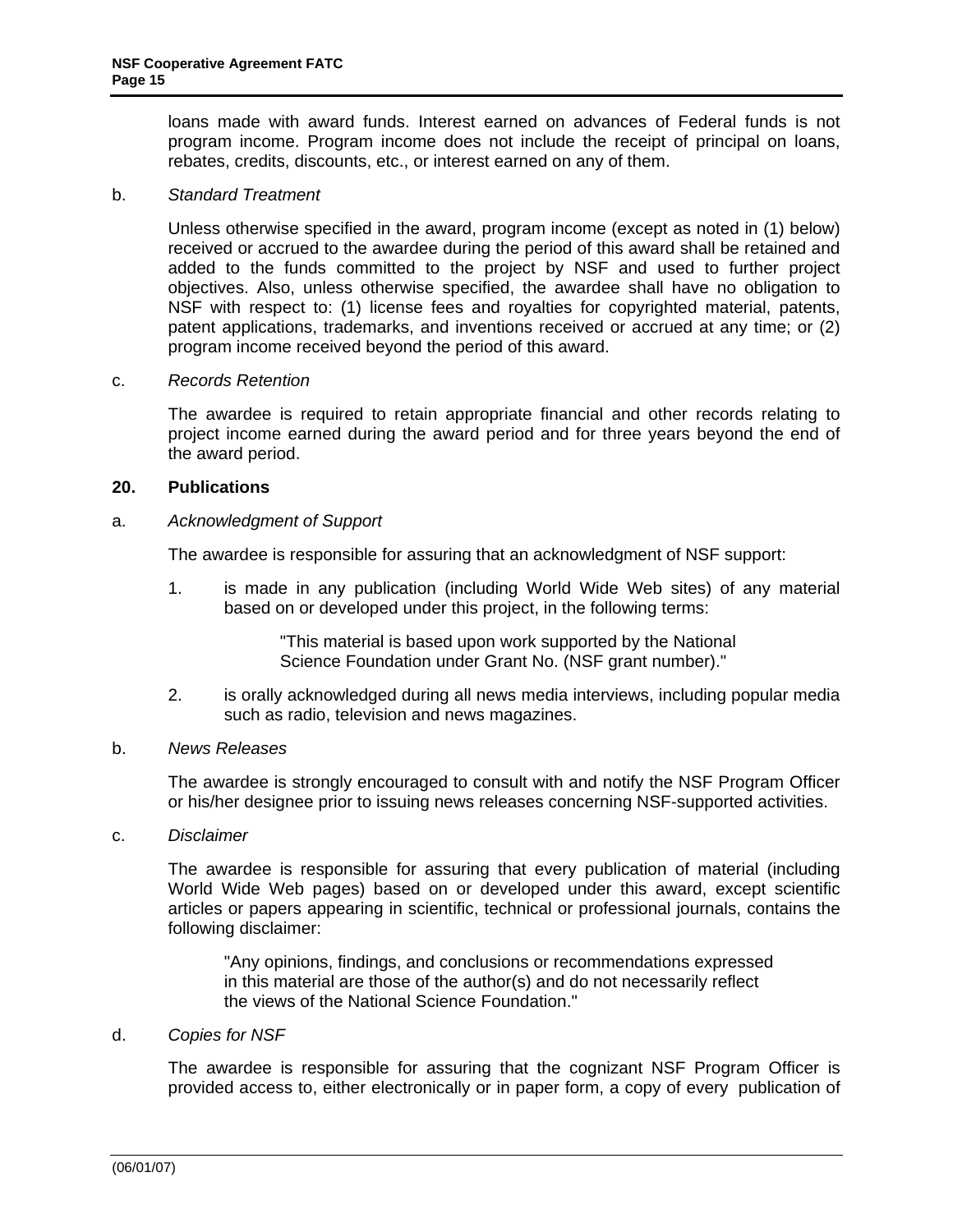loans made with award funds. Interest earned on advances of Federal funds is not program income. Program income does not include the receipt of principal on loans, rebates, credits, discounts, etc., or interest earned on any of them.

b. *Standard Treatment*

Unless otherwise specified in the award, program income (except as noted in (1) below) received or accrued to the awardee during the period of this award shall be retained and added to the funds committed to the project by NSF and used to further project objectives. Also, unless otherwise specified, the awardee shall have no obligation to NSF with respect to: (1) license fees and royalties for copyrighted material, patents, patent applications, trademarks, and inventions received or accrued at any time; or (2) program income received beyond the period of this award.

c. *Records Retention*

The awardee is required to retain appropriate financial and other records relating to project income earned during the award period and for three years beyond the end of the award period.

**20. Publications**

a. *Acknowledgment of Support*

The awardee is responsible for assuring that an acknowledgment of NSF support:

1. is made in any publication (including World Wide Web sites) of any material based on or developed under this project, in the following terms:

   "This material is based upon work supported by the National Science Foundation under Grant No. (NSF grant number)."

2. is orally acknowledged during all news media interviews, including popular media such as radio, television and news magazines.

b. *News Releases*

The awardee is strongly encouraged to consult with and notify the NSF Program Officer or his/her designee prior to issuing news releases concerning NSF-supported activities.

c. *Disclaimer*

The awardee is responsible for assuring that every publication of material (including World Wide Web pages) based on or developed under this award, except scientific articles or papers appearing in scientific, technical or professional journals, contains the following disclaimer:

"Any opinions, findings, and conclusions or recommendations expressed in this material are those of the author(s) and do not necessarily reflect the views of the National Science Foundation."

d. *Copies for NSF*

The awardee is responsible for assuring that the cognizant NSF Program Officer is provided access to, either electronically or in paper form, a copy of every publication of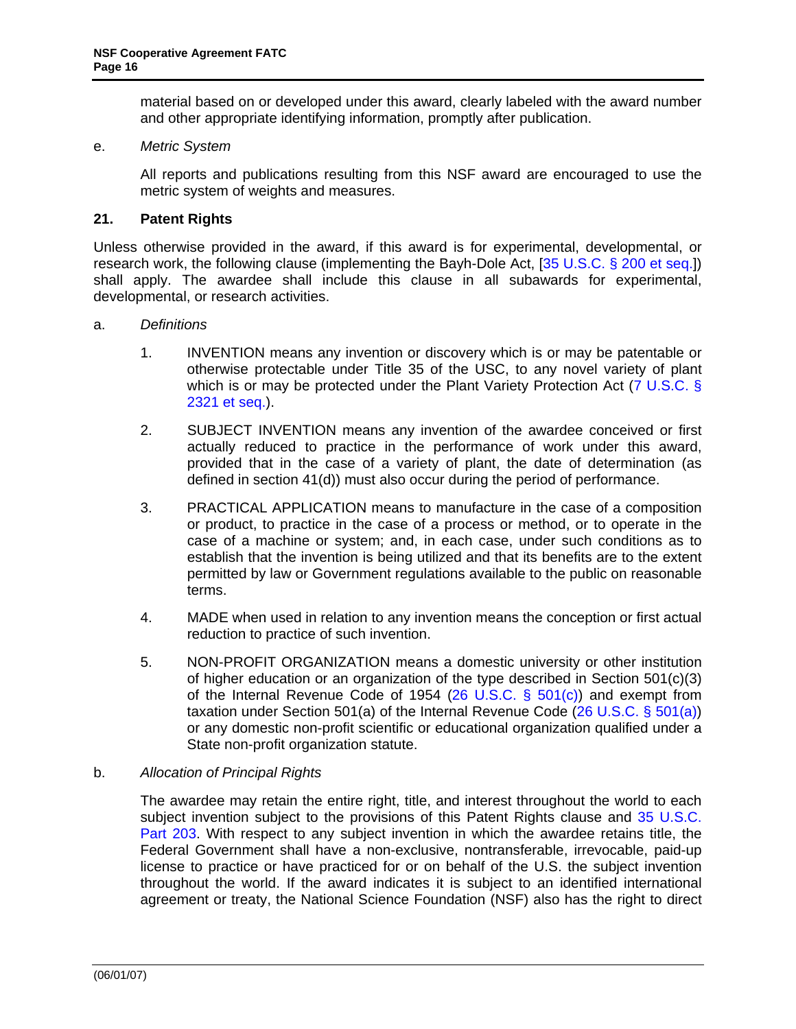material based on or developed under this award, clearly labeled with the award number and other appropriate identifying information, promptly after publication.

e. *Metric System*

All reports and publications resulting from this NSF award are encouraged to use the metric system of weights and measures.

## 21. Patent Rights

Unless otherwise provided in the award, if this award is for experimental, developmental, or research work, the following clause (implementing the Bayh-Dole Act, [35 U.S.C. § 200 et seq.]) shall apply. The awardee shall include this clause in all subawards for experimental, developmental, or research activities.

a. *Definitions*

1. INVENTION means any invention or discovery which is or may be patentable or otherwise protectable under Title 35 of the USC, to any novel variety of plant which is or may be protected under the Plant Variety Protection Act (7 U.S.C. § 2321 et seq.).

2. SUBJECT INVENTION means any invention of the awardee conceived or first actually reduced to practice in the performance of work under this award, provided that in the case of a variety of plant, the date of determination (as defined in section 41(d)) must also occur during the period of performance.

3. PRACTICAL APPLICATION means to manufacture in the case of a composition or product, to practice in the case of a process or method, or to operate in the case of a machine or system; and, in each case, under such conditions as to establish that the invention is being utilized and that its benefits are to the extent permitted by law or Government regulations available to the public on reasonable terms.

4. MADE when used in relation to any invention means the conception or first actual reduction to practice of such invention.

5. NON-PROFIT ORGANIZATION means a domestic university or other institution of higher education or an organization of the type described in Section 501(c)(3) of the Internal Revenue Code of 1954 (26 U.S.C. § 501(c)) and exempt from taxation under Section 501(a) of the Internal Revenue Code (26 U.S.C. § 501(a)) or any domestic non-profit scientific or educational organization qualified under a State non-profit organization statute.

b. *Allocation of Principal Rights*

The awardee may retain the entire right, title, and interest throughout the world to each subject invention subject to the provisions of this Patent Rights clause and 35 U.S.C. Part 203. With respect to any subject invention in which the awardee retains title, the Federal Government shall have a non-exclusive, nontransferable, irrevocable, paid-up license to practice or have practiced for or on behalf of the U.S. the subject invention throughout the world. If the award indicates it is subject to an identified international agreement or treaty, the National Science Foundation (NSF) also has the right to direct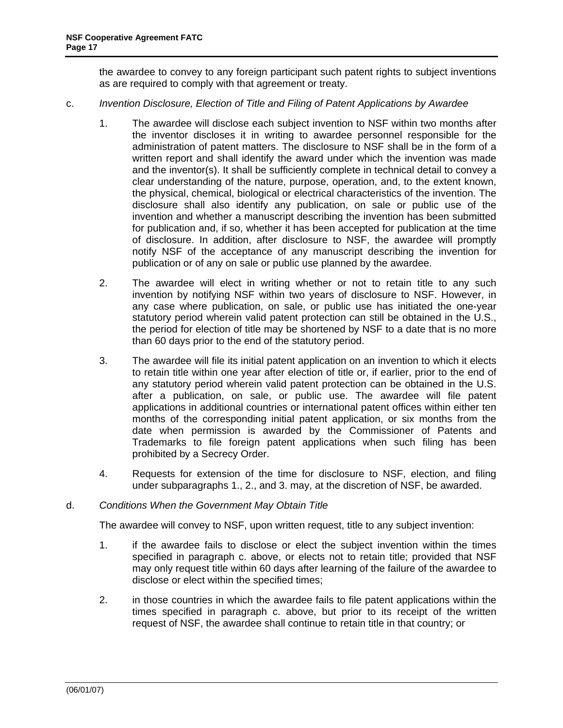the awardee to convey to any foreign participant such patent rights to subject inventions as are required to comply with that agreement or treaty.

c. *Invention Disclosure, Election of Title and Filing of Patent Applications by Awardee*

1. The awardee will disclose each subject invention to NSF within two months after the inventor discloses it in writing to awardee personnel responsible for the administration of patent matters. The disclosure to NSF shall be in the form of a written report and shall identify the award under which the invention was made and the inventor(s). It shall be sufficiently complete in technical detail to convey a clear understanding of the nature, purpose, operation, and, to the extent known, the physical, chemical, biological or electrical characteristics of the invention. The disclosure shall also identify any publication, on sale or public use of the invention and whether a manuscript describing the invention has been submitted for publication and, if so, whether it has been accepted for publication at the time of disclosure. In addition, after disclosure to NSF, the awardee will promptly notify NSF of the acceptance of any manuscript describing the invention for publication or of any on sale or public use planned by the awardee.

2. The awardee will elect in writing whether or not to retain title to any such invention by notifying NSF within two years of disclosure to NSF. However, in any case where publication, on sale, or public use has initiated the one-year statutory period wherein valid patent protection can still be obtained in the U.S., the period for election of title may be shortened by NSF to a date that is no more than 60 days prior to the end of the statutory period.

3. The awardee will file its initial patent application on an invention to which it elects to retain title within one year after election of title or, if earlier, prior to the end of any statutory period wherein valid patent protection can be obtained in the U.S. after a publication, on sale, or public use. The awardee will file patent applications in additional countries or international patent offices within either ten months of the corresponding initial patent application, or six months from the date when permission is awarded by the Commissioner of Patents and Trademarks to file foreign patent applications when such filing has been prohibited by a Secrecy Order.

4. Requests for extension of the time for disclosure to NSF, election, and filing under subparagraphs 1., 2., and 3. may, at the discretion of NSF, be awarded.

d. *Conditions When the Government May Obtain Title*

The awardee will convey to NSF, upon written request, title to any subject invention:

1. if the awardee fails to disclose or elect the subject invention within the times specified in paragraph c. above, or elects not to retain title; provided that NSF may only request title within 60 days after learning of the failure of the awardee to disclose or elect within the specified times;

2. in those countries in which the awardee fails to file patent applications within the times specified in paragraph c. above, but prior to its receipt of the written request of NSF, the awardee shall continue to retain title in that country; or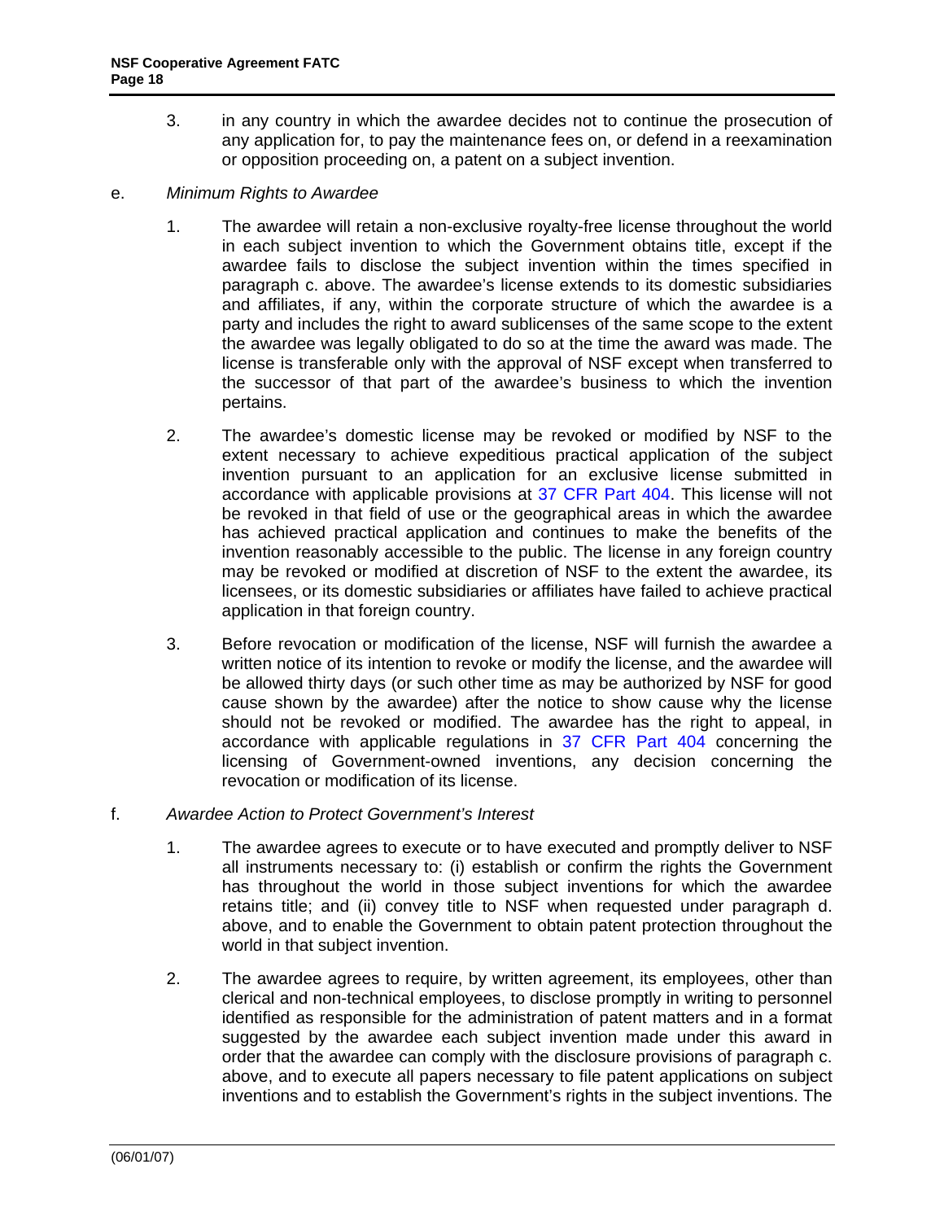3. in any country in which the awardee decides not to continue the prosecution of any application for, to pay the maintenance fees on, or defend in a reexamination or opposition proceeding on, a patent on a subject invention.

e. *Minimum Rights to Awardee*

1. The awardee will retain a non-exclusive royalty-free license throughout the world in each subject invention to which the Government obtains title, except if the awardee fails to disclose the subject invention within the times specified in paragraph c. above. The awardee's license extends to its domestic subsidiaries and affiliates, if any, within the corporate structure of which the awardee is a party and includes the right to award sublicenses of the same scope to the extent the awardee was legally obligated to do so at the time the award was made. The license is transferable only with the approval of NSF except when transferred to the successor of that part of the awardee's business to which the invention pertains.

2. The awardee's domestic license may be revoked or modified by NSF to the extent necessary to achieve expeditious practical application of the subject invention pursuant to an application for an exclusive license submitted in accordance with applicable provisions at 37 CFR Part 404. This license will not be revoked in that field of use or the geographical areas in which the awardee has achieved practical application and continues to make the benefits of the invention reasonably accessible to the public. The license in any foreign country may be revoked or modified at discretion of NSF to the extent the awardee, its licensees, or its domestic subsidiaries or affiliates have failed to achieve practical application in that foreign country.

3. Before revocation or modification of the license, NSF will furnish the awardee a written notice of its intention to revoke or modify the license, and the awardee will be allowed thirty days (or such other time as may be authorized by NSF for good cause shown by the awardee) after the notice to show cause why the license should not be revoked or modified. The awardee has the right to appeal, in accordance with applicable regulations in 37 CFR Part 404 concerning the licensing of Government-owned inventions, any decision concerning the revocation or modification of its license.

f. *Awardee Action to Protect Government's Interest*

1. The awardee agrees to execute or to have executed and promptly deliver to NSF all instruments necessary to: (i) establish or confirm the rights the Government has throughout the world in those subject inventions for which the awardee retains title; and (ii) convey title to NSF when requested under paragraph d. above, and to enable the Government to obtain patent protection throughout the world in that subject invention.

2. The awardee agrees to require, by written agreement, its employees, other than clerical and non-technical employees, to disclose promptly in writing to personnel identified as responsible for the administration of patent matters and in a format suggested by the awardee each subject invention made under this award in order that the awardee can comply with the disclosure provisions of paragraph c. above, and to execute all papers necessary to file patent applications on subject inventions and to establish the Government's rights in the subject inventions. The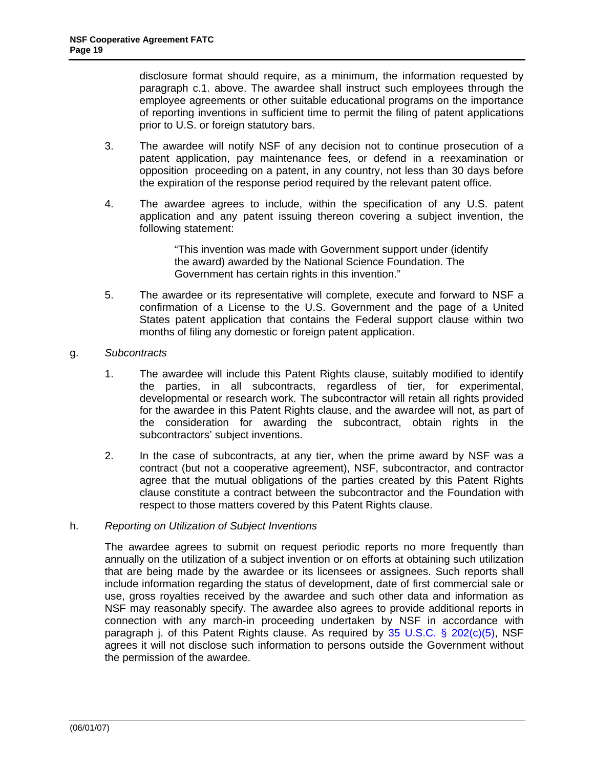disclosure format should require, as a minimum, the information requested by paragraph c.1. above. The awardee shall instruct such employees through the employee agreements or other suitable educational programs on the importance of reporting inventions in sufficient time to permit the filing of patent applications prior to U.S. or foreign statutory bars.

3. The awardee will notify NSF of any decision not to continue prosecution of a patent application, pay maintenance fees, or defend in a reexamination or opposition proceeding on a patent, in any country, not less than 30 days before the expiration of the response period required by the relevant patent office.

4. The awardee agrees to include, within the specification of any U.S. patent application and any patent issuing thereon covering a subject invention, the following statement:

   > "This invention was made with Government support under (identify the award) awarded by the National Science Foundation. The Government has certain rights in this invention."

5. The awardee or its representative will complete, execute and forward to NSF a confirmation of a License to the U.S. Government and the page of a United States patent application that contains the Federal support clause within two months of filing any domestic or foreign patent application.

g. *Subcontracts*

1. The awardee will include this Patent Rights clause, suitably modified to identify the parties, in all subcontracts, regardless of tier, for experimental, developmental or research work. The subcontractor will retain all rights provided for the awardee in this Patent Rights clause, and the awardee will not, as part of the consideration for awarding the subcontract, obtain rights in the subcontractors' subject inventions.

2. In the case of subcontracts, at any tier, when the prime award by NSF was a contract (but not a cooperative agreement), NSF, subcontractor, and contractor agree that the mutual obligations of the parties created by this Patent Rights clause constitute a contract between the subcontractor and the Foundation with respect to those matters covered by this Patent Rights clause.

h. *Reporting on Utilization of Subject Inventions*

The awardee agrees to submit on request periodic reports no more frequently than annually on the utilization of a subject invention or on efforts at obtaining such utilization that are being made by the awardee or its licensees or assignees. Such reports shall include information regarding the status of development, date of first commercial sale or use, gross royalties received by the awardee and such other data and information as NSF may reasonably specify. The awardee also agrees to provide additional reports in connection with any march-in proceeding undertaken by NSF in accordance with paragraph j. of this Patent Rights clause. As required by 35 U.S.C. § 202(c)(5), NSF agrees it will not disclose such information to persons outside the Government without the permission of the awardee.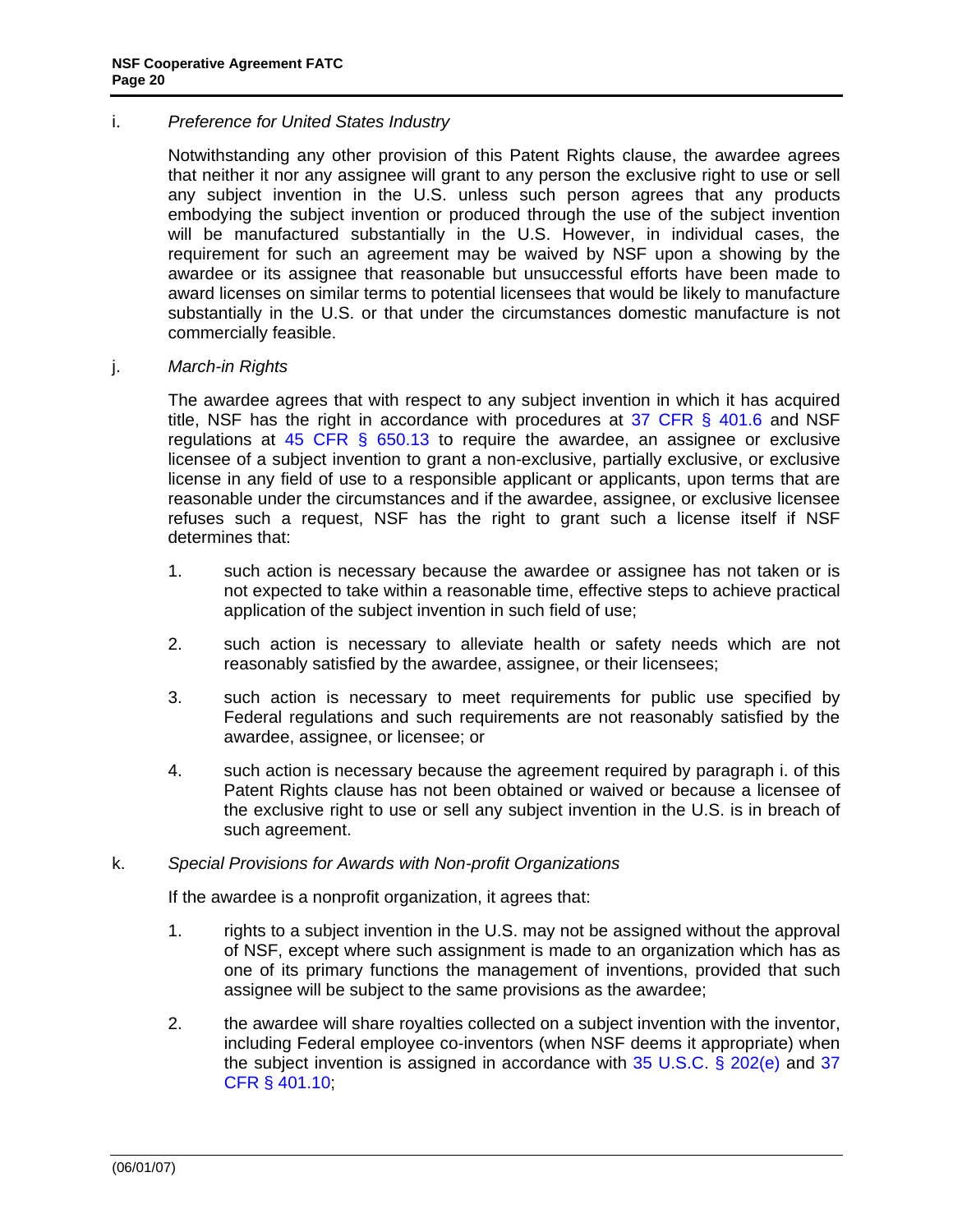i. *Preference for United States Industry*

Notwithstanding any other provision of this Patent Rights clause, the awardee agrees that neither it nor any assignee will grant to any person the exclusive right to use or sell any subject invention in the U.S. unless such person agrees that any products embodying the subject invention or produced through the use of the subject invention will be manufactured substantially in the U.S. However, in individual cases, the requirement for such an agreement may be waived by NSF upon a showing by the awardee or its assignee that reasonable but unsuccessful efforts have been made to award licenses on similar terms to potential licensees that would be likely to manufacture substantially in the U.S. or that under the circumstances domestic manufacture is not commercially feasible.

j. *March-in Rights*

The awardee agrees that with respect to any subject invention in which it has acquired title, NSF has the right in accordance with procedures at 37 CFR § 401.6 and NSF regulations at 45 CFR § 650.13 to require the awardee, an assignee or exclusive licensee of a subject invention to grant a non-exclusive, partially exclusive, or exclusive license in any field of use to a responsible applicant or applicants, upon terms that are reasonable under the circumstances and if the awardee, assignee, or exclusive licensee refuses such a request, NSF has the right to grant such a license itself if NSF determines that:

1. such action is necessary because the awardee or assignee has not taken or is not expected to take within a reasonable time, effective steps to achieve practical application of the subject invention in such field of use;

2. such action is necessary to alleviate health or safety needs which are not reasonably satisfied by the awardee, assignee, or their licensees;

3. such action is necessary to meet requirements for public use specified by Federal regulations and such requirements are not reasonably satisfied by the awardee, assignee, or licensee; or

4. such action is necessary because the agreement required by paragraph i. of this Patent Rights clause has not been obtained or waived or because a licensee of the exclusive right to use or sell any subject invention in the U.S. is in breach of such agreement.

k. *Special Provisions for Awards with Non-profit Organizations*

If the awardee is a nonprofit organization, it agrees that:

1. rights to a subject invention in the U.S. may not be assigned without the approval of NSF, except where such assignment is made to an organization which has as one of its primary functions the management of inventions, provided that such assignee will be subject to the same provisions as the awardee;

2. the awardee will share royalties collected on a subject invention with the inventor, including Federal employee co-inventors (when NSF deems it appropriate) when the subject invention is assigned in accordance with 35 U.S.C. § 202(e) and 37 CFR § 401.10;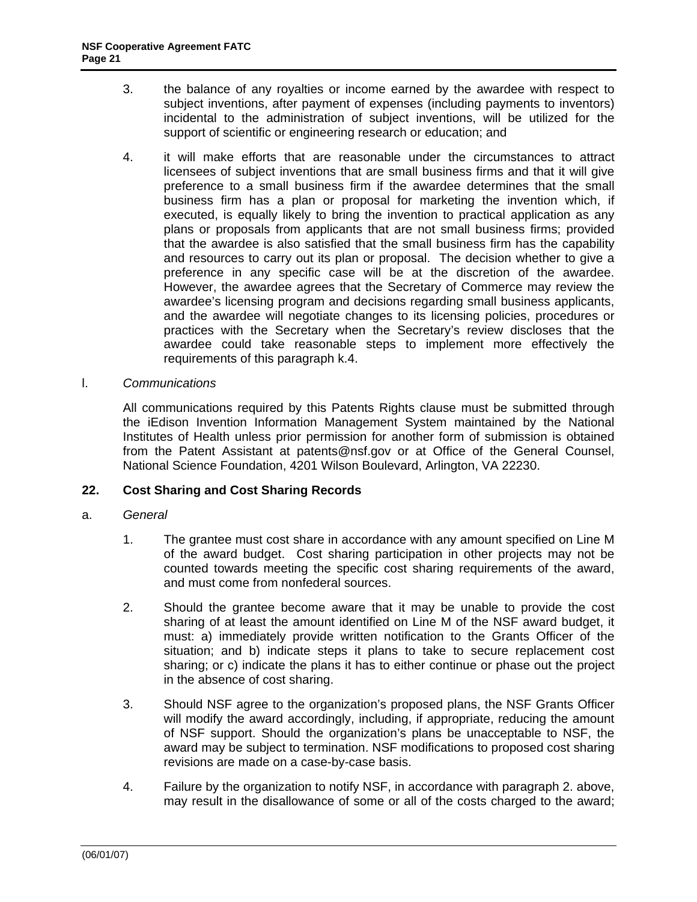3. the balance of any royalties or income earned by the awardee with respect to subject inventions, after payment of expenses (including payments to inventors) incidental to the administration of subject inventions, will be utilized for the support of scientific or engineering research or education; and

4. it will make efforts that are reasonable under the circumstances to attract licensees of subject inventions that are small business firms and that it will give preference to a small business firm if the awardee determines that the small business firm has a plan or proposal for marketing the invention which, if executed, is equally likely to bring the invention to practical application as any plans or proposals from applicants that are not small business firms; provided that the awardee is also satisfied that the small business firm has the capability and resources to carry out its plan or proposal. The decision whether to give a preference in any specific case will be at the discretion of the awardee. However, the awardee agrees that the Secretary of Commerce may review the awardee's licensing program and decisions regarding small business applicants, and the awardee will negotiate changes to its licensing policies, procedures or practices with the Secretary when the Secretary's review discloses that the awardee could take reasonable steps to implement more effectively the requirements of this paragraph k.4.

l. *Communications*

All communications required by this Patents Rights clause must be submitted through the iEdison Invention Information Management System maintained by the National Institutes of Health unless prior permission for another form of submission is obtained from the Patent Assistant at patents@nsf.gov or at Office of the General Counsel, National Science Foundation, 4201 Wilson Boulevard, Arlington, VA 22230.

## 22. Cost Sharing and Cost Sharing Records

a. *General*

1. The grantee must cost share in accordance with any amount specified on Line M of the award budget. Cost sharing participation in other projects may not be counted towards meeting the specific cost sharing requirements of the award, and must come from nonfederal sources.

2. Should the grantee become aware that it may be unable to provide the cost sharing of at least the amount identified on Line M of the NSF award budget, it must: a) immediately provide written notification to the Grants Officer of the situation; and b) indicate steps it plans to take to secure replacement cost sharing; or c) indicate the plans it has to either continue or phase out the project in the absence of cost sharing.

3. Should NSF agree to the organization's proposed plans, the NSF Grants Officer will modify the award accordingly, including, if appropriate, reducing the amount of NSF support. Should the organization's plans be unacceptable to NSF, the award may be subject to termination. NSF modifications to proposed cost sharing revisions are made on a case-by-case basis.

4. Failure by the organization to notify NSF, in accordance with paragraph 2. above, may result in the disallowance of some or all of the costs charged to the award;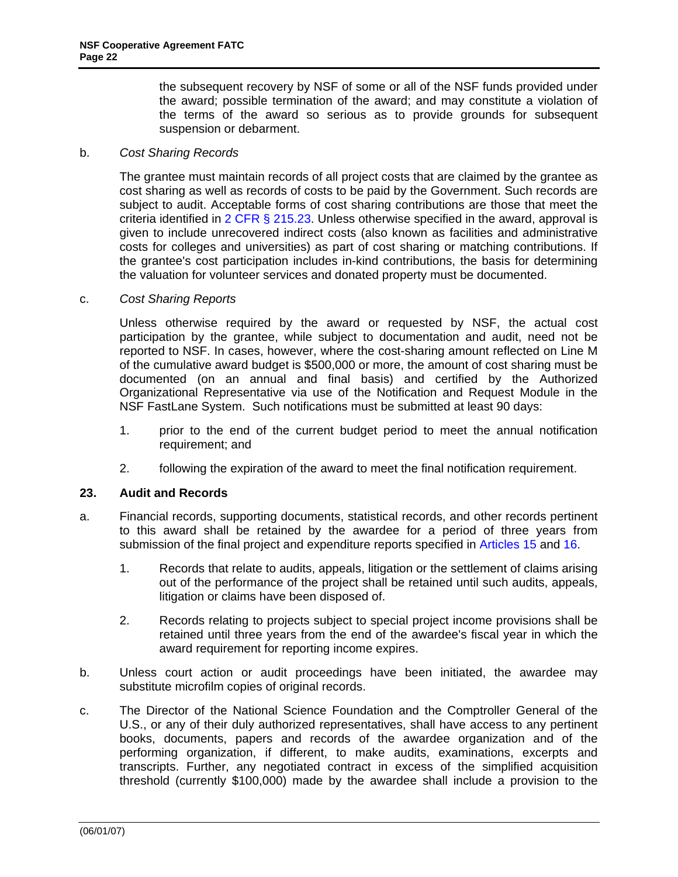the subsequent recovery by NSF of some or all of the NSF funds provided under the award; possible termination of the award; and may constitute a violation of the terms of the award so serious as to provide grounds for subsequent suspension or debarment.

b. *Cost Sharing Records*

The grantee must maintain records of all project costs that are claimed by the grantee as cost sharing as well as records of costs to be paid by the Government. Such records are subject to audit. Acceptable forms of cost sharing contributions are those that meet the criteria identified in 2 CFR § 215.23. Unless otherwise specified in the award, approval is given to include unrecovered indirect costs (also known as facilities and administrative costs for colleges and universities) as part of cost sharing or matching contributions. If the grantee's cost participation includes in-kind contributions, the basis for determining the valuation for volunteer services and donated property must be documented.

c. *Cost Sharing Reports*

Unless otherwise required by the award or requested by NSF, the actual cost participation by the grantee, while subject to documentation and audit, need not be reported to NSF. In cases, however, where the cost-sharing amount reflected on Line M of the cumulative award budget is $500,000 or more, the amount of cost sharing must be documented (on an annual and final basis) and certified by the Authorized Organizational Representative via use of the Notification and Request Module in the NSF FastLane System. Such notifications must be submitted at least 90 days:

1. prior to the end of the current budget period to meet the annual notification requirement; and

2. following the expiration of the award to meet the final notification requirement.

## 23. Audit and Records

a. Financial records, supporting documents, statistical records, and other records pertinent to this award shall be retained by the awardee for a period of three years from submission of the final project and expenditure reports specified in Articles 15 and 16.

1. Records that relate to audits, appeals, litigation or the settlement of claims arising out of the performance of the project shall be retained until such audits, appeals, litigation or claims have been disposed of.

2. Records relating to projects subject to special project income provisions shall be retained until three years from the end of the awardee's fiscal year in which the award requirement for reporting income expires.

b. Unless court action or audit proceedings have been initiated, the awardee may substitute microfilm copies of original records.

c. The Director of the National Science Foundation and the Comptroller General of the U.S., or any of their duly authorized representatives, shall have access to any pertinent books, documents, papers and records of the awardee organization and of the performing organization, if different, to make audits, examinations, excerpts and transcripts. Further, any negotiated contract in excess of the simplified acquisition threshold (currently $100,000) made by the awardee shall include a provision to the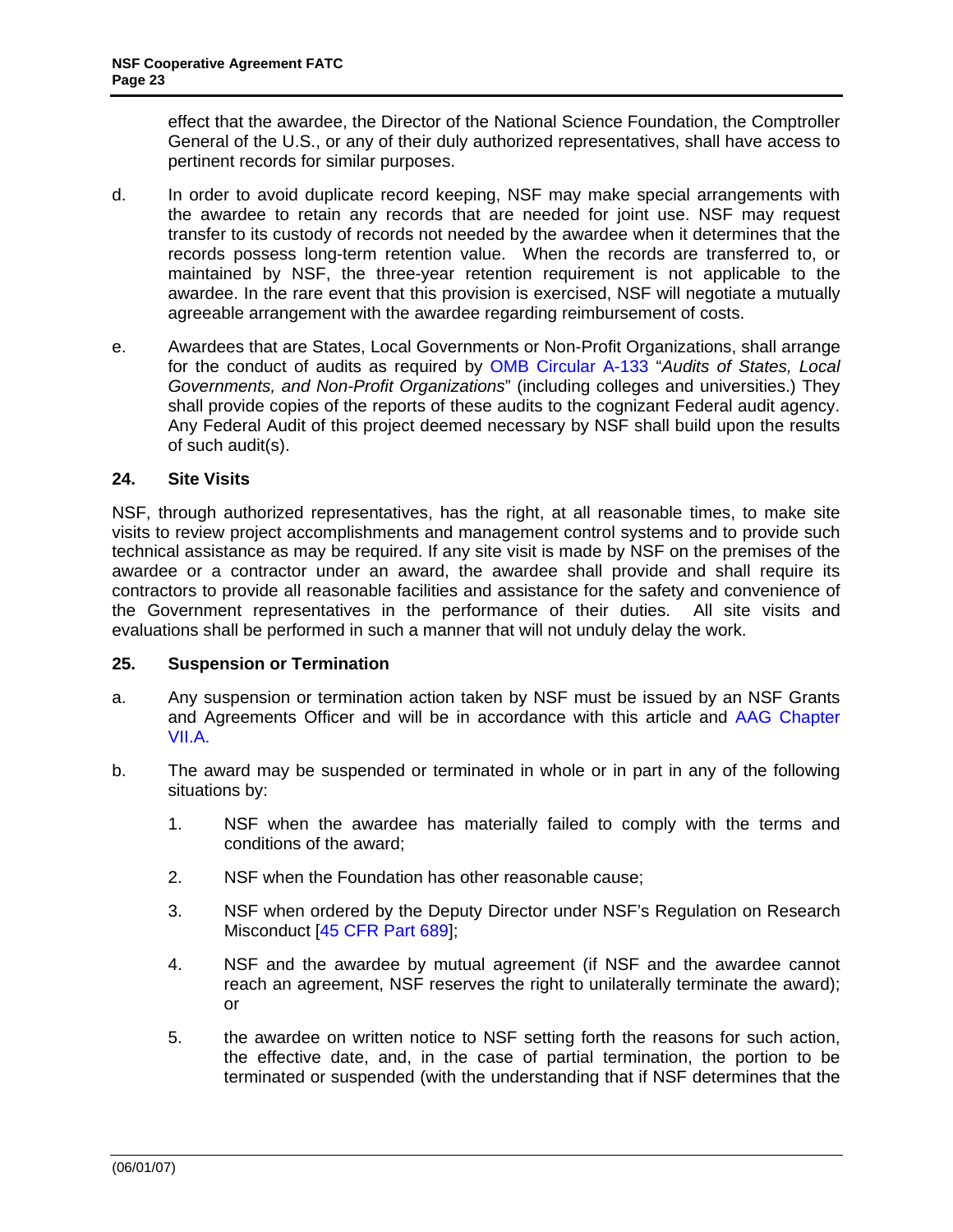effect that the awardee, the Director of the National Science Foundation, the Comptroller General of the U.S., or any of their duly authorized representatives, shall have access to pertinent records for similar purposes.

d. In order to avoid duplicate record keeping, NSF may make special arrangements with the awardee to retain any records that are needed for joint use. NSF may request transfer to its custody of records not needed by the awardee when it determines that the records possess long-term retention value. When the records are transferred to, or maintained by NSF, the three-year retention requirement is not applicable to the awardee. In the rare event that this provision is exercised, NSF will negotiate a mutually agreeable arrangement with the awardee regarding reimbursement of costs.

e. Awardees that are States, Local Governments or Non-Profit Organizations, shall arrange for the conduct of audits as required by OMB Circular A-133 "*Audits of States, Local Governments, and Non-Profit Organizations*" (including colleges and universities.) They shall provide copies of the reports of these audits to the cognizant Federal audit agency. Any Federal Audit of this project deemed necessary by NSF shall build upon the results of such audit(s).

**24. Site Visits**

NSF, through authorized representatives, has the right, at all reasonable times, to make site visits to review project accomplishments and management control systems and to provide such technical assistance as may be required. If any site visit is made by NSF on the premises of the awardee or a contractor under an award, the awardee shall provide and shall require its contractors to provide all reasonable facilities and assistance for the safety and convenience of the Government representatives in the performance of their duties. All site visits and evaluations shall be performed in such a manner that will not unduly delay the work.

**25. Suspension or Termination**

a. Any suspension or termination action taken by NSF must be issued by an NSF Grants and Agreements Officer and will be in accordance with this article and AAG Chapter VII.A.

b. The award may be suspended or terminated in whole or in part in any of the following situations by:

   1. NSF when the awardee has materially failed to comply with the terms and conditions of the award;

   2. NSF when the Foundation has other reasonable cause;

   3. NSF when ordered by the Deputy Director under NSF's Regulation on Research Misconduct [45 CFR Part 689];

   4. NSF and the awardee by mutual agreement (if NSF and the awardee cannot reach an agreement, NSF reserves the right to unilaterally terminate the award); or

   5. the awardee on written notice to NSF setting forth the reasons for such action, the effective date, and, in the case of partial termination, the portion to be terminated or suspended (with the understanding that if NSF determines that the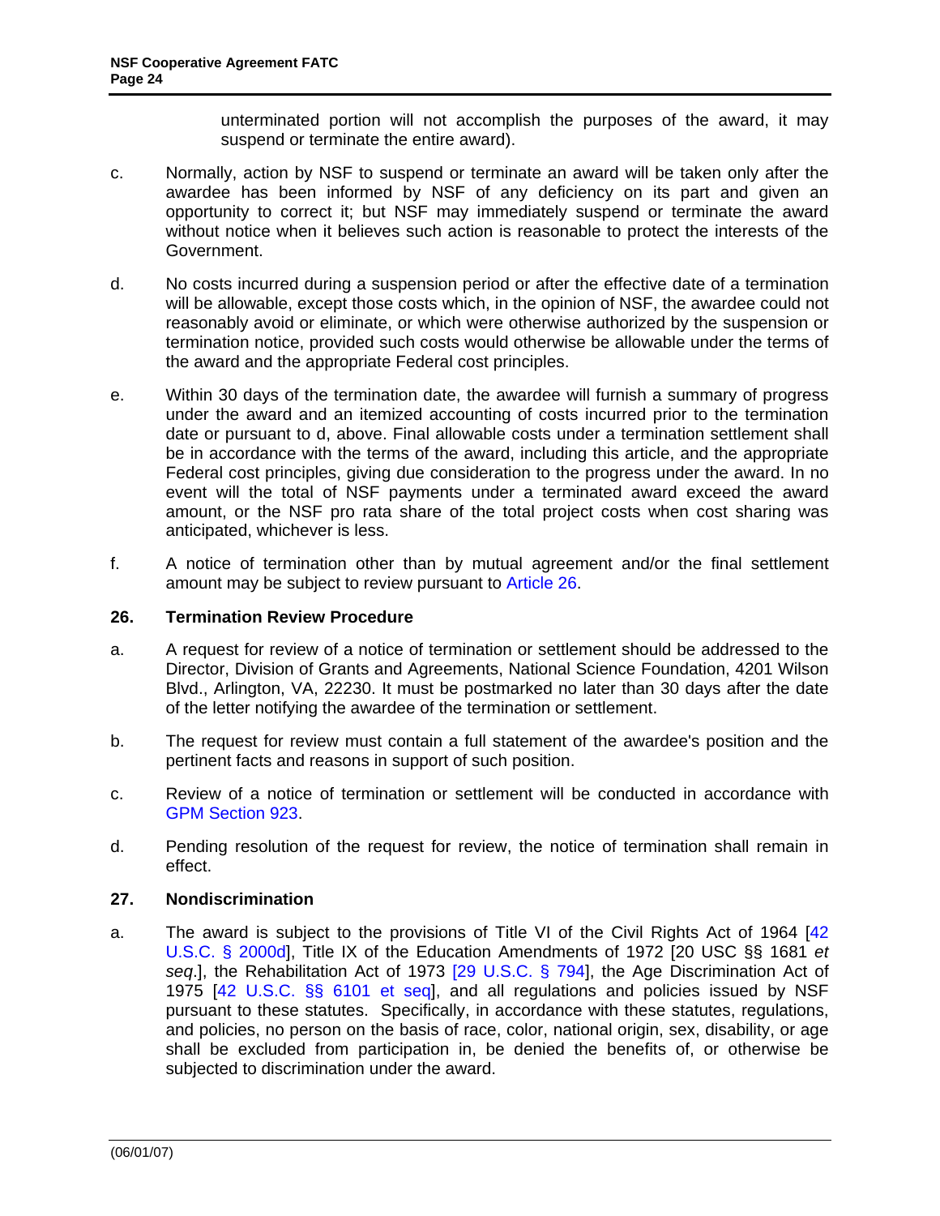unterminated portion will not accomplish the purposes of the award, it may suspend or terminate the entire award).

c. Normally, action by NSF to suspend or terminate an award will be taken only after the awardee has been informed by NSF of any deficiency on its part and given an opportunity to correct it; but NSF may immediately suspend or terminate the award without notice when it believes such action is reasonable to protect the interests of the Government.

d. No costs incurred during a suspension period or after the effective date of a termination will be allowable, except those costs which, in the opinion of NSF, the awardee could not reasonably avoid or eliminate, or which were otherwise authorized by the suspension or termination notice, provided such costs would otherwise be allowable under the terms of the award and the appropriate Federal cost principles.

e. Within 30 days of the termination date, the awardee will furnish a summary of progress under the award and an itemized accounting of costs incurred prior to the termination date or pursuant to d, above. Final allowable costs under a termination settlement shall be in accordance with the terms of the award, including this article, and the appropriate Federal cost principles, giving due consideration to the progress under the award. In no event will the total of NSF payments under a terminated award exceed the award amount, or the NSF pro rata share of the total project costs when cost sharing was anticipated, whichever is less.

f. A notice of termination other than by mutual agreement and/or the final settlement amount may be subject to review pursuant to Article 26.

### 26. Termination Review Procedure

a. A request for review of a notice of termination or settlement should be addressed to the Director, Division of Grants and Agreements, National Science Foundation, 4201 Wilson Blvd., Arlington, VA, 22230. It must be postmarked no later than 30 days after the date of the letter notifying the awardee of the termination or settlement.

b. The request for review must contain a full statement of the awardee's position and the pertinent facts and reasons in support of such position.

c. Review of a notice of termination or settlement will be conducted in accordance with GPM Section 923.

d. Pending resolution of the request for review, the notice of termination shall remain in effect.

### 27. Nondiscrimination

a. The award is subject to the provisions of Title VI of the Civil Rights Act of 1964 [42 U.S.C. § 2000d], Title IX of the Education Amendments of 1972 [20 USC §§ 1681 *et seq*.], the Rehabilitation Act of 1973 [29 U.S.C. § 794], the Age Discrimination Act of 1975 [42 U.S.C. §§ 6101 et seq], and all regulations and policies issued by NSF pursuant to these statutes. Specifically, in accordance with these statutes, regulations, and policies, no person on the basis of race, color, national origin, sex, disability, or age shall be excluded from participation in, be denied the benefits of, or otherwise be subjected to discrimination under the award.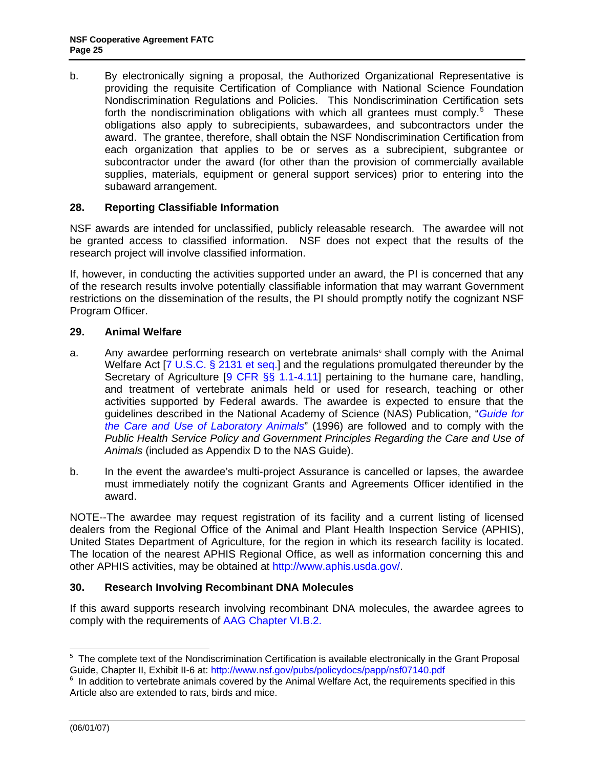b. By electronically signing a proposal, the Authorized Organizational Representative is providing the requisite Certification of Compliance with National Science Foundation Nondiscrimination Regulations and Policies. This Nondiscrimination Certification sets forth the nondiscrimination obligations with which all grantees must comply.[5] These obligations also apply to subrecipients, subawardees, and subcontractors under the award. The grantee, therefore, shall obtain the NSF Nondiscrimination Certification from each organization that applies to be or serves as a subrecipient, subgrantee or subcontractor under the award (for other than the provision of commercially available supplies, materials, equipment or general support services) prior to entering into the subaward arrangement.

## 28. Reporting Classifiable Information

NSF awards are intended for unclassified, publicly releasable research. The awardee will not be granted access to classified information. NSF does not expect that the results of the research project will involve classified information.

If, however, in conducting the activities supported under an award, the PI is concerned that any of the research results involve potentially classifiable information that may warrant Government restrictions on the dissemination of the results, the PI should promptly notify the cognizant NSF Program Officer.

## 29. Animal Welfare

a. Any awardee performing research on vertebrate animals[6] shall comply with the Animal Welfare Act [7 U.S.C. § 2131 et seq.] and the regulations promulgated thereunder by the Secretary of Agriculture [9 CFR §§ 1.1-4.11] pertaining to the humane care, handling, and treatment of vertebrate animals held or used for research, teaching or other activities supported by Federal awards. The awardee is expected to ensure that the guidelines described in the National Academy of Science (NAS) Publication, "*Guide for the Care and Use of Laboratory Animals*" (1996) are followed and to comply with the *Public Health Service Policy and Government Principles Regarding the Care and Use of Animals* (included as Appendix D to the NAS Guide).

b. In the event the awardee's multi-project Assurance is cancelled or lapses, the awardee must immediately notify the cognizant Grants and Agreements Officer identified in the award.

NOTE--The awardee may request registration of its facility and a current listing of licensed dealers from the Regional Office of the Animal and Plant Health Inspection Service (APHIS), United States Department of Agriculture, for the region in which its research facility is located. The location of the nearest APHIS Regional Office, as well as information concerning this and other APHIS activities, may be obtained at http://www.aphis.usda.gov/.

## 30. Research Involving Recombinant DNA Molecules

If this award supports research involving recombinant DNA molecules, the awardee agrees to comply with the requirements of AAG Chapter VI.B.2.

---

[5] The complete text of the Nondiscrimination Certification is available electronically in the Grant Proposal Guide, Chapter II, Exhibit II-6 at: http://www.nsf.gov/pubs/policydocs/papp/nsf07140.pdf

[6] In addition to vertebrate animals covered by the Animal Welfare Act, the requirements specified in this Article also are extended to rats, birds and mice.

(06/01/07)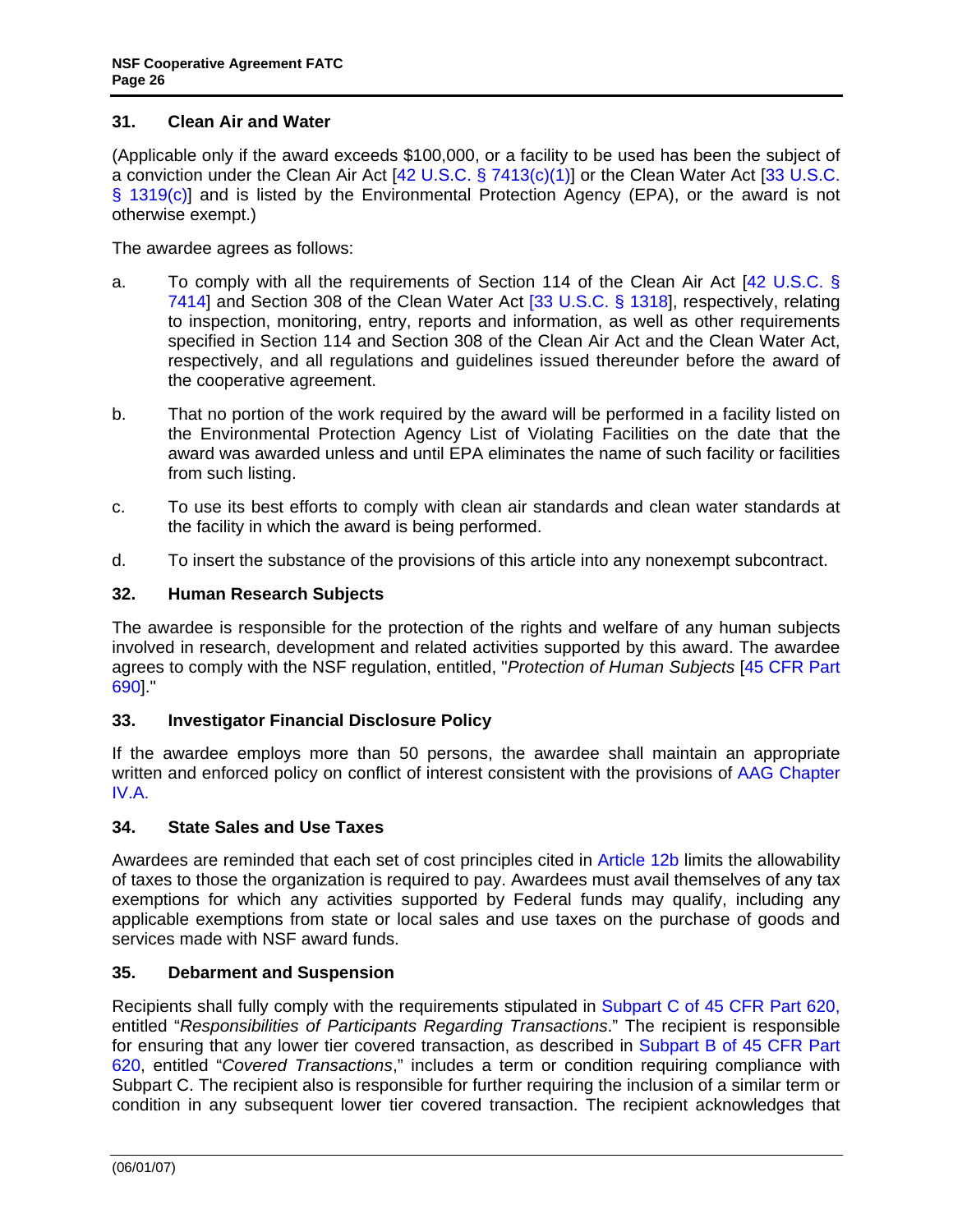### 31. Clean Air and Water

(Applicable only if the award exceeds $100,000, or a facility to be used has been the subject of a conviction under the Clean Air Act [42 U.S.C. § 7413(c)(1)] or the Clean Water Act [33 U.S.C. § 1319(c)] and is listed by the Environmental Protection Agency (EPA), or the award is not otherwise exempt.)

The awardee agrees as follows:

a. To comply with all the requirements of Section 114 of the Clean Air Act [42 U.S.C. § 7414] and Section 308 of the Clean Water Act [33 U.S.C. § 1318], respectively, relating to inspection, monitoring, entry, reports and information, as well as other requirements specified in Section 114 and Section 308 of the Clean Air Act and the Clean Water Act, respectively, and all regulations and guidelines issued thereunder before the award of the cooperative agreement.

b. That no portion of the work required by the award will be performed in a facility listed on the Environmental Protection Agency List of Violating Facilities on the date that the award was awarded unless and until EPA eliminates the name of such facility or facilities from such listing.

c. To use its best efforts to comply with clean air standards and clean water standards at the facility in which the award is being performed.

d. To insert the substance of the provisions of this article into any nonexempt subcontract.

### 32. Human Research Subjects

The awardee is responsible for the protection of the rights and welfare of any human subjects involved in research, development and related activities supported by this award. The awardee agrees to comply with the NSF regulation, entitled, "*Protection of Human Subjects* [45 CFR Part 690]."

### 33. Investigator Financial Disclosure Policy

If the awardee employs more than 50 persons, the awardee shall maintain an appropriate written and enforced policy on conflict of interest consistent with the provisions of AAG Chapter IV.A.

### 34. State Sales and Use Taxes

Awardees are reminded that each set of cost principles cited in Article 12b limits the allowability of taxes to those the organization is required to pay. Awardees must avail themselves of any tax exemptions for which any activities supported by Federal funds may qualify, including any applicable exemptions from state or local sales and use taxes on the purchase of goods and services made with NSF award funds.

### 35. Debarment and Suspension

Recipients shall fully comply with the requirements stipulated in Subpart C of 45 CFR Part 620, entitled "*Responsibilities of Participants Regarding Transactions*." The recipient is responsible for ensuring that any lower tier covered transaction, as described in Subpart B of 45 CFR Part 620, entitled "*Covered Transactions*," includes a term or condition requiring compliance with Subpart C. The recipient also is responsible for further requiring the inclusion of a similar term or condition in any subsequent lower tier covered transaction. The recipient acknowledges that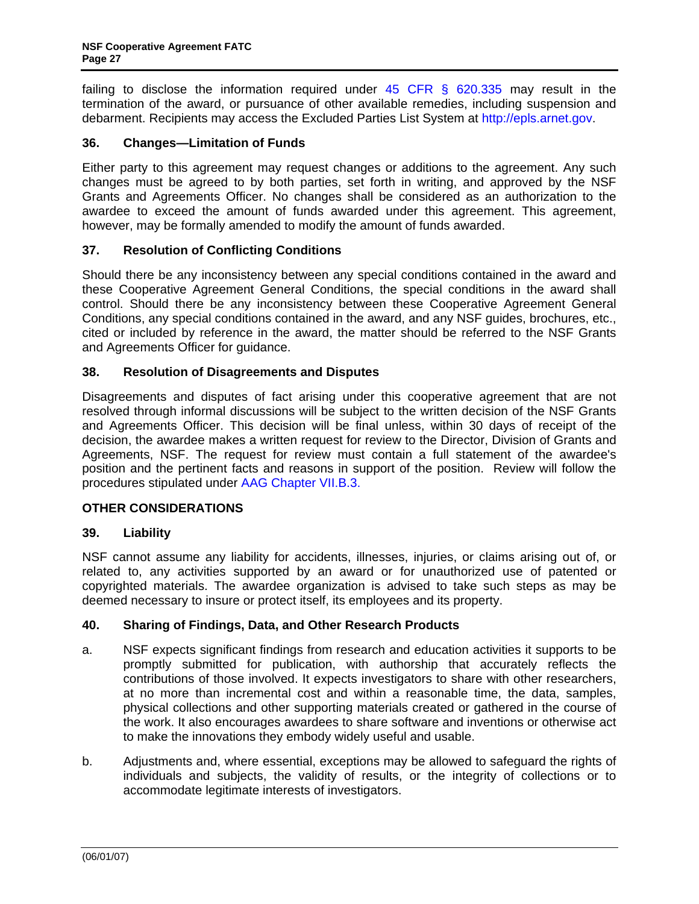failing to disclose the information required under 45 CFR § 620.335 may result in the termination of the award, or pursuance of other available remedies, including suspension and debarment. Recipients may access the Excluded Parties List System at http://epls.arnet.gov.

### 36. Changes—Limitation of Funds

Either party to this agreement may request changes or additions to the agreement. Any such changes must be agreed to by both parties, set forth in writing, and approved by the NSF Grants and Agreements Officer. No changes shall be considered as an authorization to the awardee to exceed the amount of funds awarded under this agreement. This agreement, however, may be formally amended to modify the amount of funds awarded.

### 37. Resolution of Conflicting Conditions

Should there be any inconsistency between any special conditions contained in the award and these Cooperative Agreement General Conditions, the special conditions in the award shall control. Should there be any inconsistency between these Cooperative Agreement General Conditions, any special conditions contained in the award, and any NSF guides, brochures, etc., cited or included by reference in the award, the matter should be referred to the NSF Grants and Agreements Officer for guidance.

### 38. Resolution of Disagreements and Disputes

Disagreements and disputes of fact arising under this cooperative agreement that are not resolved through informal discussions will be subject to the written decision of the NSF Grants and Agreements Officer. This decision will be final unless, within 30 days of receipt of the decision, the awardee makes a written request for review to the Director, Division of Grants and Agreements, NSF. The request for review must contain a full statement of the awardee's position and the pertinent facts and reasons in support of the position. Review will follow the procedures stipulated under AAG Chapter VII.B.3.

## OTHER CONSIDERATIONS

### 39. Liability

NSF cannot assume any liability for accidents, illnesses, injuries, or claims arising out of, or related to, any activities supported by an award or for unauthorized use of patented or copyrighted materials. The awardee organization is advised to take such steps as may be deemed necessary to insure or protect itself, its employees and its property.

### 40. Sharing of Findings, Data, and Other Research Products

a. NSF expects significant findings from research and education activities it supports to be promptly submitted for publication, with authorship that accurately reflects the contributions of those involved. It expects investigators to share with other researchers, at no more than incremental cost and within a reasonable time, the data, samples, physical collections and other supporting materials created or gathered in the course of the work. It also encourages awardees to share software and inventions or otherwise act to make the innovations they embody widely useful and usable.

b. Adjustments and, where essential, exceptions may be allowed to safeguard the rights of individuals and subjects, the validity of results, or the integrity of collections or to accommodate legitimate interests of investigators.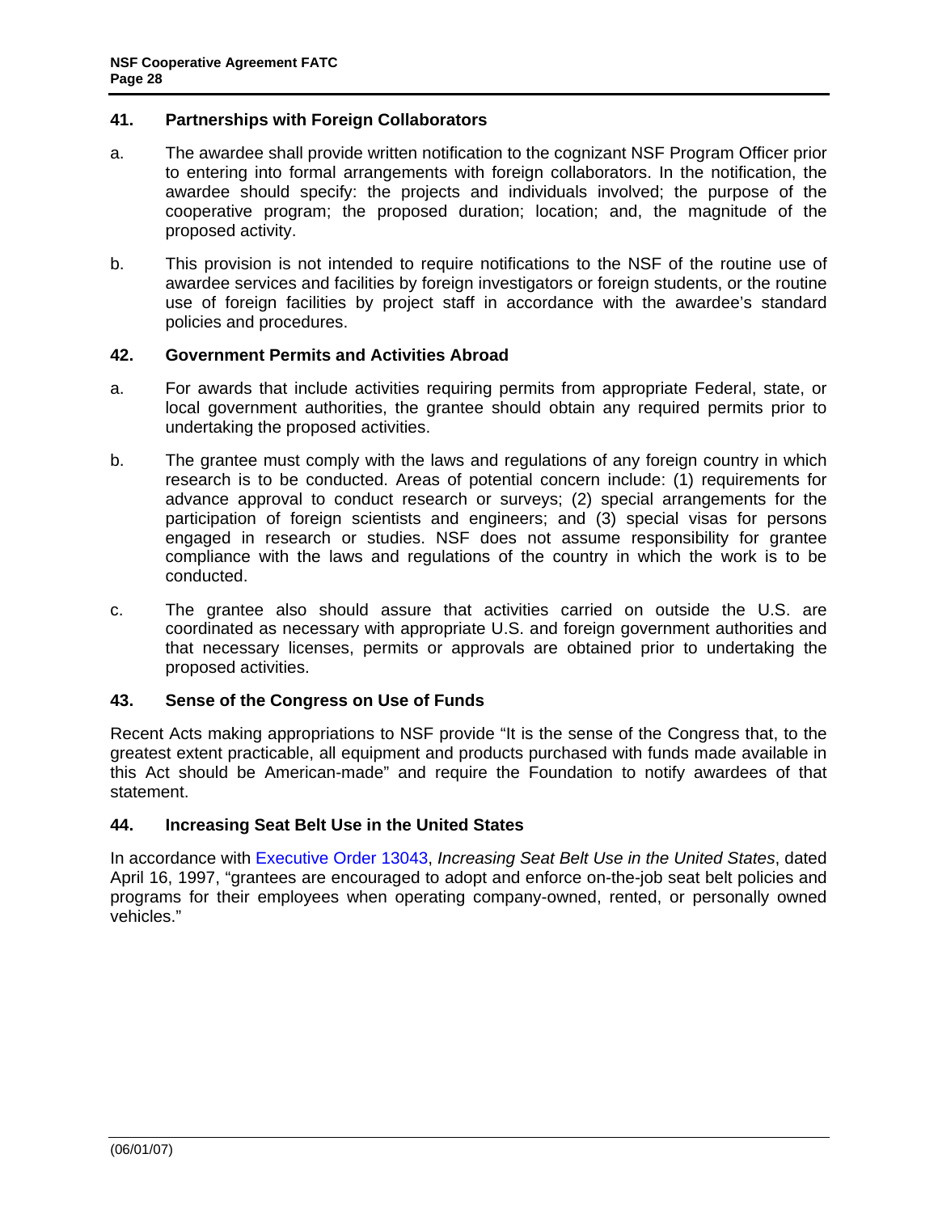### 41. Partnerships with Foreign Collaborators

a. The awardee shall provide written notification to the cognizant NSF Program Officer prior to entering into formal arrangements with foreign collaborators. In the notification, the awardee should specify: the projects and individuals involved; the purpose of the cooperative program; the proposed duration; location; and, the magnitude of the proposed activity.

b. This provision is not intended to require notifications to the NSF of the routine use of awardee services and facilities by foreign investigators or foreign students, or the routine use of foreign facilities by project staff in accordance with the awardee's standard policies and procedures.

### 42. Government Permits and Activities Abroad

a. For awards that include activities requiring permits from appropriate Federal, state, or local government authorities, the grantee should obtain any required permits prior to undertaking the proposed activities.

b. The grantee must comply with the laws and regulations of any foreign country in which research is to be conducted. Areas of potential concern include: (1) requirements for advance approval to conduct research or surveys; (2) special arrangements for the participation of foreign scientists and engineers; and (3) special visas for persons engaged in research or studies. NSF does not assume responsibility for grantee compliance with the laws and regulations of the country in which the work is to be conducted.

c. The grantee also should assure that activities carried on outside the U.S. are coordinated as necessary with appropriate U.S. and foreign government authorities and that necessary licenses, permits or approvals are obtained prior to undertaking the proposed activities.

### 43. Sense of the Congress on Use of Funds

Recent Acts making appropriations to NSF provide "It is the sense of the Congress that, to the greatest extent practicable, all equipment and products purchased with funds made available in this Act should be American-made" and require the Foundation to notify awardees of that statement.

### 44. Increasing Seat Belt Use in the United States

In accordance with Executive Order 13043, *Increasing Seat Belt Use in the United States*, dated April 16, 1997, "grantees are encouraged to adopt and enforce on-the-job seat belt policies and programs for their employees when operating company-owned, rented, or personally owned vehicles."